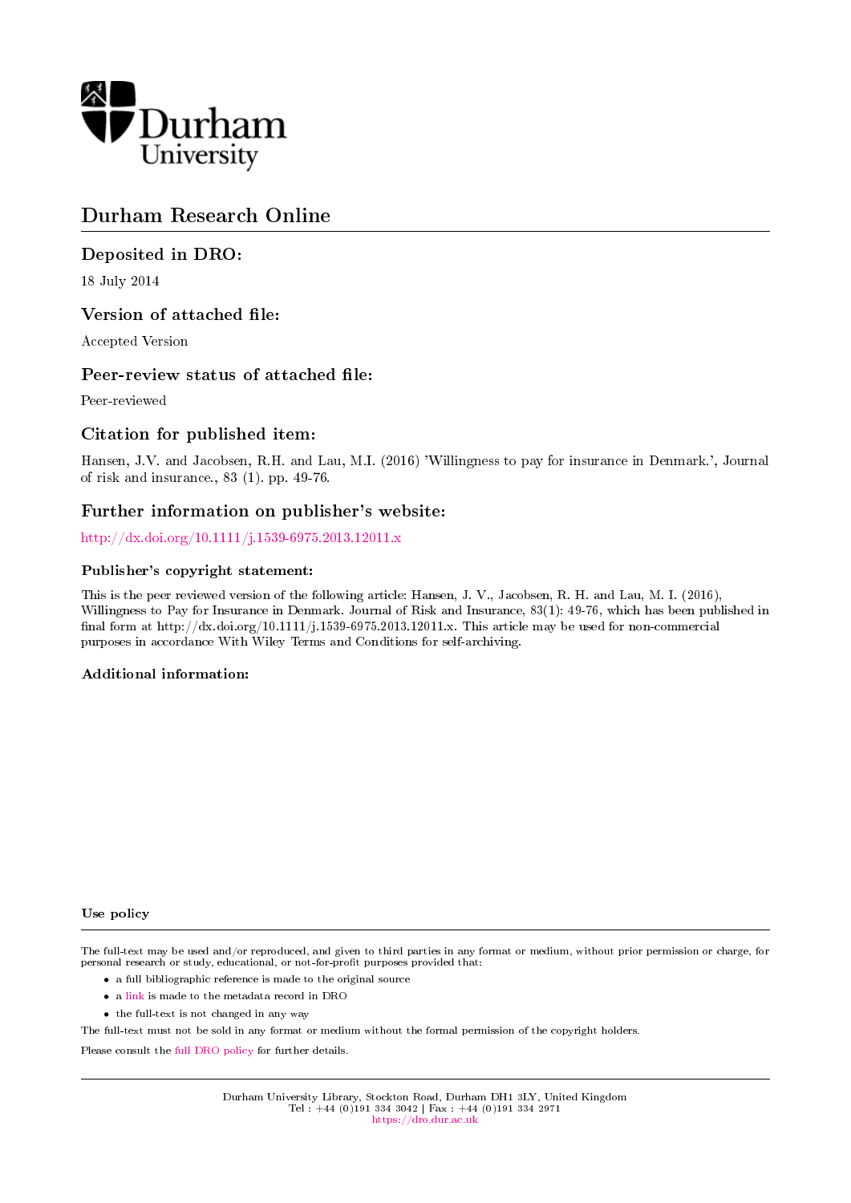Durham University

# Durham Research Online

## Deposited in DRO:

18 July 2014

## Version of attached file:

Accepted Version

## Peer-review status of attached file:

Peer-reviewed

## Citation for published item:

Hansen, J.V. and Jacobsen, R.H. and Lau, M.I. (2016) 'Willingness to pay for insurance in Denmark.', Journal of risk and insurance., 83 (1). pp. 49-76.

## Further information on publisher's website:

http://dx.doi.org/10.1111/j.1539-6975.2013.12011.x

### Publisher's copyright statement:

This is the peer reviewed version of the following article: Hansen, J. V., Jacobsen, R. H. and Lau, M. I. (2016), Willingness to Pay for Insurance in Denmark. Journal of Risk and Insurance, 83(1): 49-76, which has been published in final form at http://dx.doi.org/10.1111/j.1539-6975.2013.12011.x. This article may be used for non-commercial purposes in accordance With Wiley Terms and Conditions for self-archiving.

### Additional information:

### Use policy

The full-text may be used and/or reproduced, and given to third parties in any format or medium, without prior permission or charge, for personal research or study, educational, or not-for-profit purposes provided that:

- a full bibliographic reference is made to the original source
- a link is made to the metadata record in DRO
- the full-text is not changed in any way

The full-text must not be sold in any format or medium without the formal permission of the copyright holders.

Please consult the full DRO policy for further details.

Durham University Library, Stockton Road, Durham DH1 3LY, United Kingdom
Tel : +44 (0)191 334 3042 | Fax : +44 (0)191 334 2971
https://dro.dur.ac.uk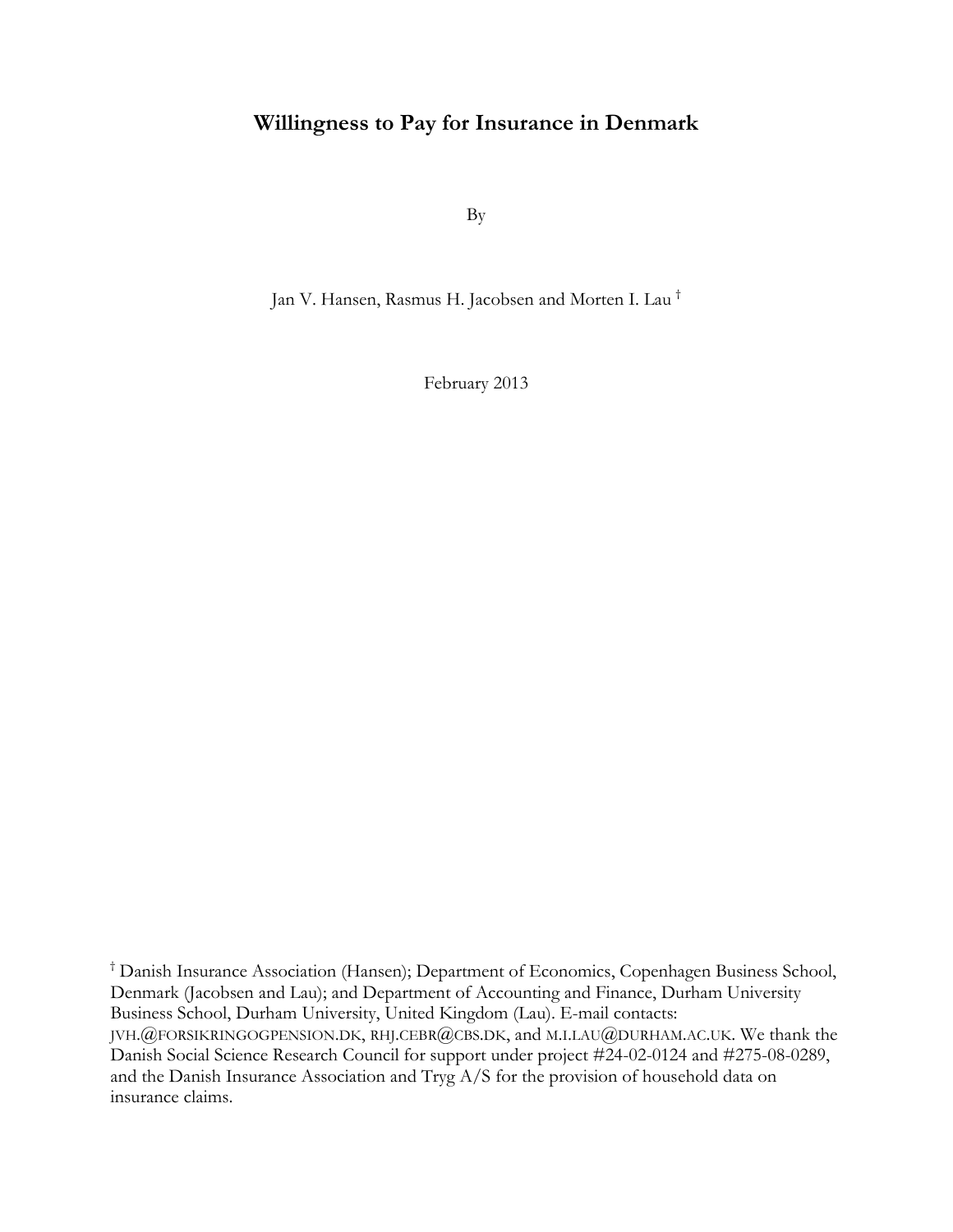# Willingness to Pay for Insurance in Denmark

By

Jan V. Hansen, Rasmus H. Jacobsen and Morten I. Lau [†]

February 2013

[†] Danish Insurance Association (Hansen); Department of Economics, Copenhagen Business School, Denmark (Jacobsen and Lau); and Department of Accounting and Finance, Durham University Business School, Durham University, United Kingdom (Lau). E-mail contacts: JVH.@FORSIKRINGOGPENSION.DK, RHJ.CEBR@CBS.DK, and M.I.LAU@DURHAM.AC.UK. We thank the Danish Social Science Research Council for support under project #24-02-0124 and #275-08-0289, and the Danish Insurance Association and Tryg A/S for the provision of household data on insurance claims.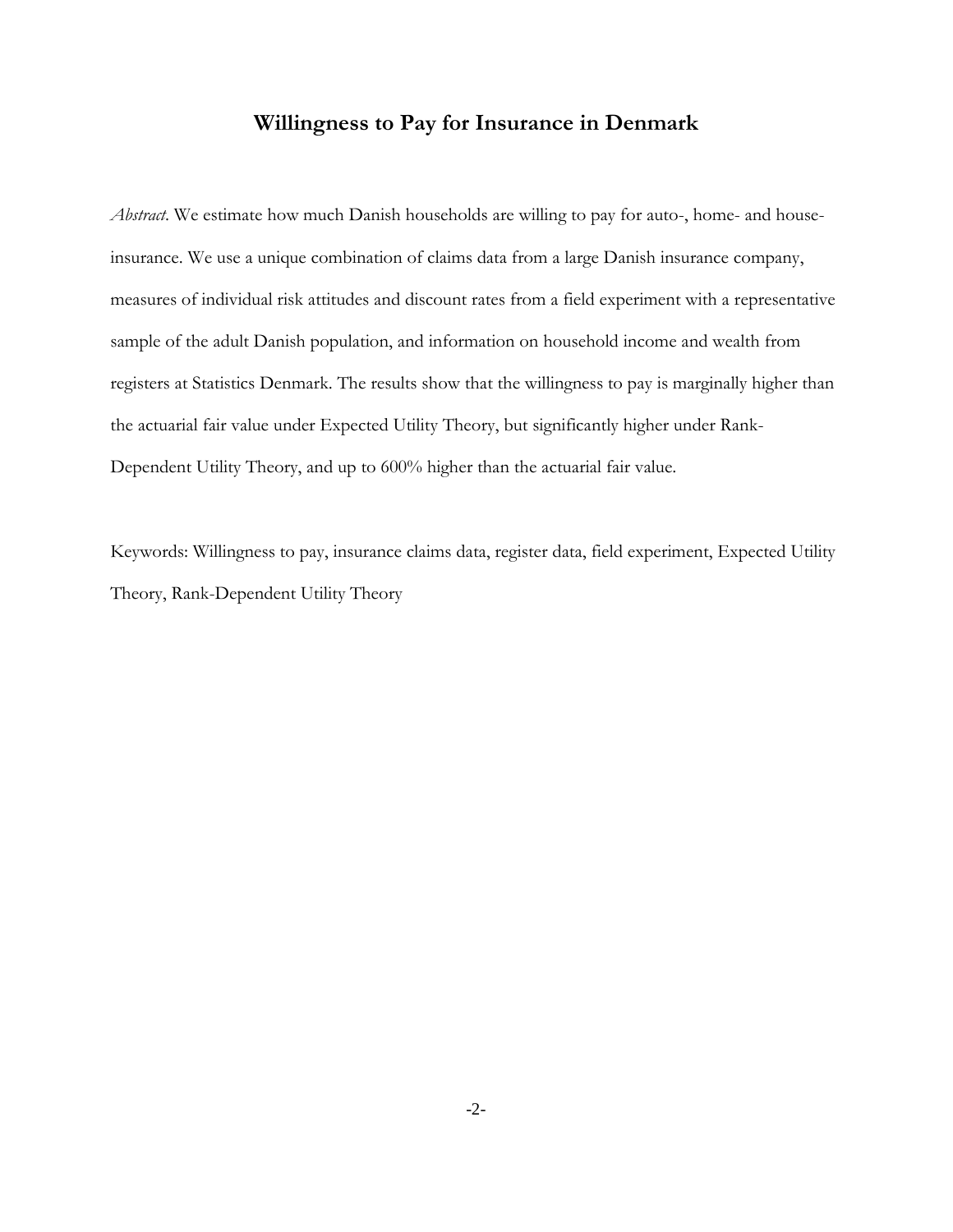# Willingness to Pay for Insurance in Denmark

*Abstract*. We estimate how much Danish households are willing to pay for auto-, home- and house-insurance. We use a unique combination of claims data from a large Danish insurance company, measures of individual risk attitudes and discount rates from a field experiment with a representative sample of the adult Danish population, and information on household income and wealth from registers at Statistics Denmark. The results show that the willingness to pay is marginally higher than the actuarial fair value under Expected Utility Theory, but significantly higher under Rank-Dependent Utility Theory, and up to 600% higher than the actuarial fair value.

Keywords: Willingness to pay, insurance claims data, register data, field experiment, Expected Utility Theory, Rank-Dependent Utility Theory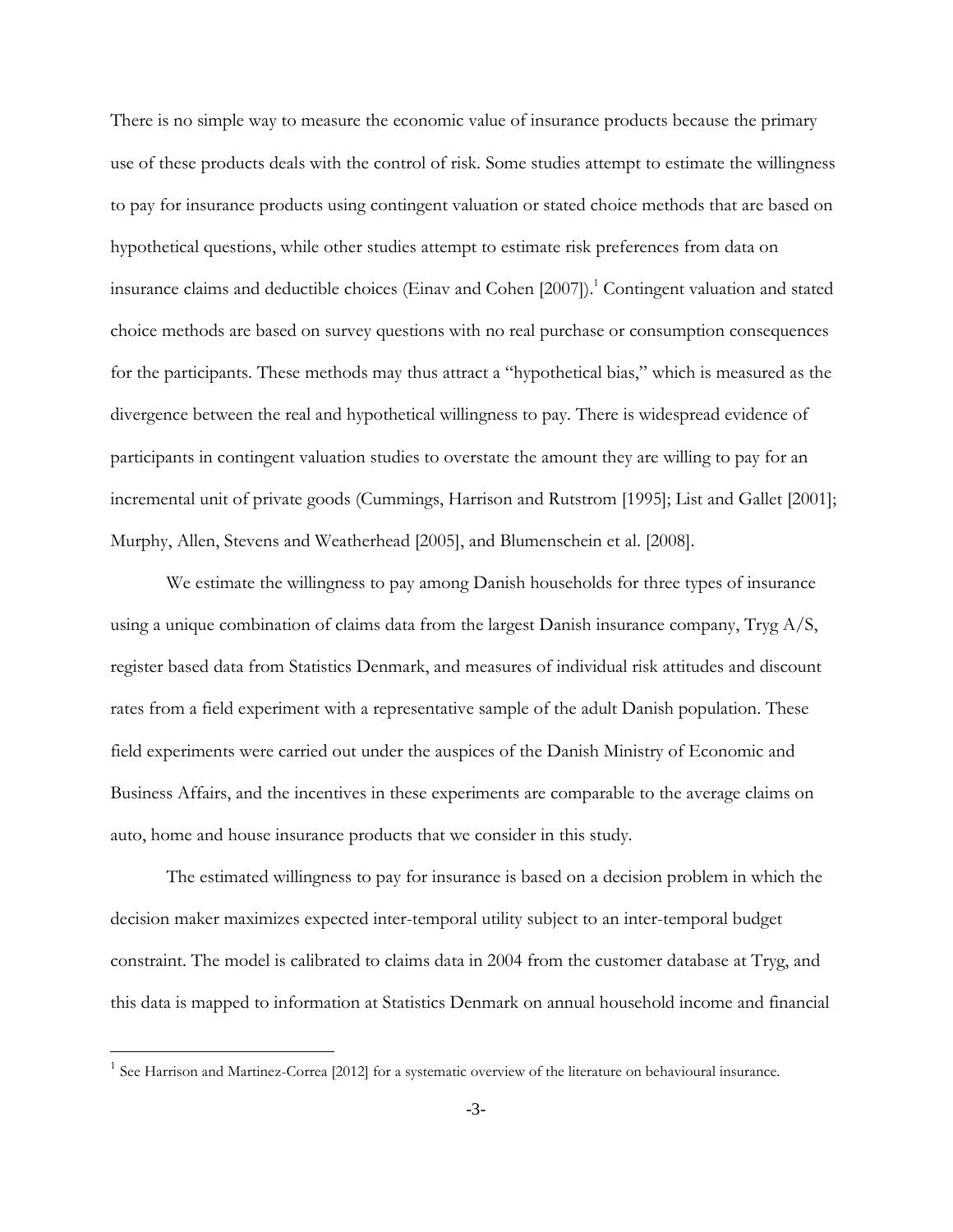There is no simple way to measure the economic value of insurance products because the primary use of these products deals with the control of risk. Some studies attempt to estimate the willingness to pay for insurance products using contingent valuation or stated choice methods that are based on hypothetical questions, while other studies attempt to estimate risk preferences from data on insurance claims and deductible choices (Einav and Cohen [2007]).[1] Contingent valuation and stated choice methods are based on survey questions with no real purchase or consumption consequences for the participants. These methods may thus attract a "hypothetical bias," which is measured as the divergence between the real and hypothetical willingness to pay. There is widespread evidence of participants in contingent valuation studies to overstate the amount they are willing to pay for an incremental unit of private goods (Cummings, Harrison and Rutstrom [1995]; List and Gallet [2001]; Murphy, Allen, Stevens and Weatherhead [2005], and Blumenschein et al. [2008].

We estimate the willingness to pay among Danish households for three types of insurance using a unique combination of claims data from the largest Danish insurance company, Tryg A/S, register based data from Statistics Denmark, and measures of individual risk attitudes and discount rates from a field experiment with a representative sample of the adult Danish population. These field experiments were carried out under the auspices of the Danish Ministry of Economic and Business Affairs, and the incentives in these experiments are comparable to the average claims on auto, home and house insurance products that we consider in this study.

The estimated willingness to pay for insurance is based on a decision problem in which the decision maker maximizes expected inter-temporal utility subject to an inter-temporal budget constraint. The model is calibrated to claims data in 2004 from the customer database at Tryg, and this data is mapped to information at Statistics Denmark on annual household income and financial

[1] See Harrison and Martinez-Correa [2012] for a systematic overview of the literature on behavioural insurance.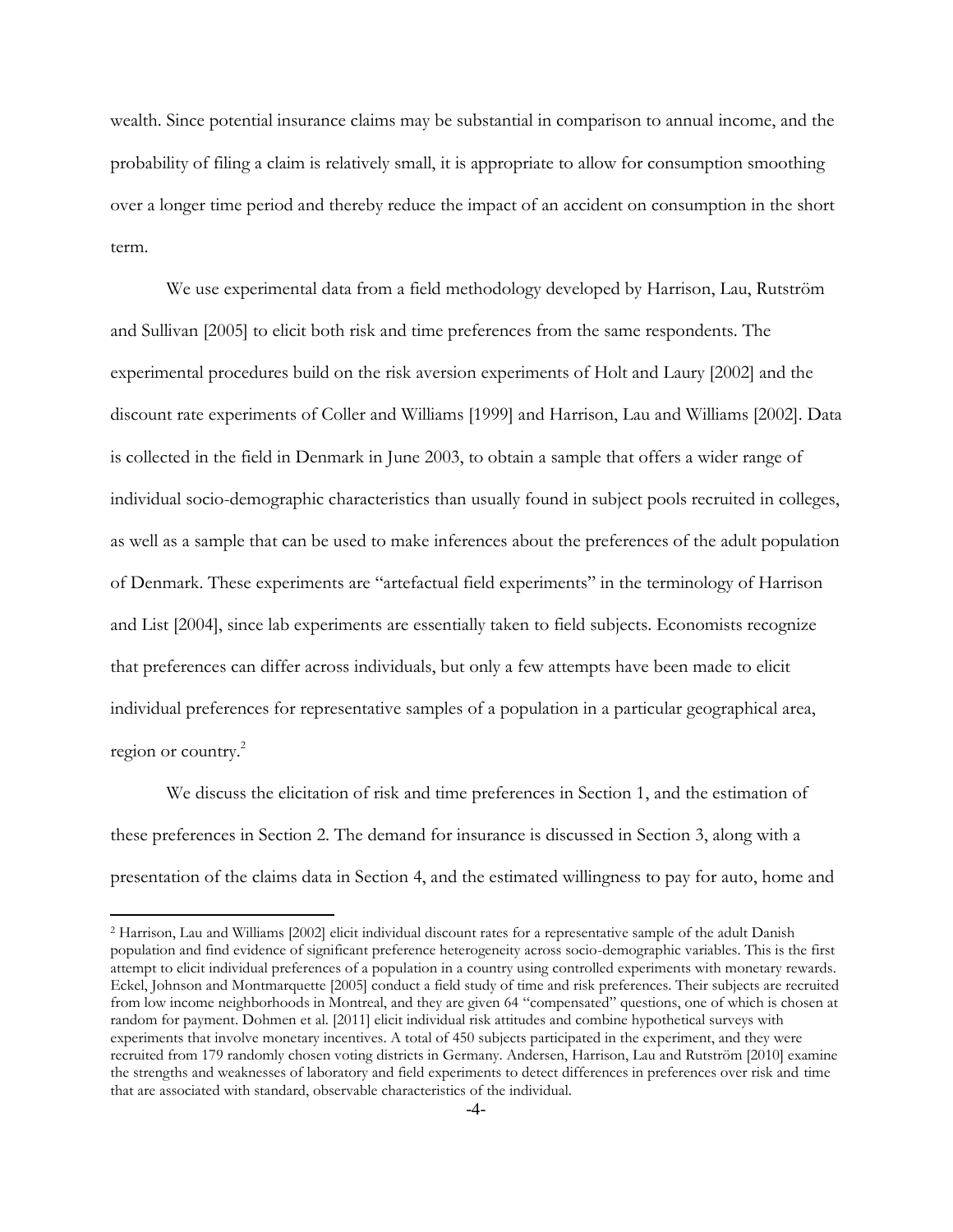wealth. Since potential insurance claims may be substantial in comparison to annual income, and the probability of filing a claim is relatively small, it is appropriate to allow for consumption smoothing over a longer time period and thereby reduce the impact of an accident on consumption in the short term.

We use experimental data from a field methodology developed by Harrison, Lau, Rutström and Sullivan [2005] to elicit both risk and time preferences from the same respondents. The experimental procedures build on the risk aversion experiments of Holt and Laury [2002] and the discount rate experiments of Coller and Williams [1999] and Harrison, Lau and Williams [2002]. Data is collected in the field in Denmark in June 2003, to obtain a sample that offers a wider range of individual socio-demographic characteristics than usually found in subject pools recruited in colleges, as well as a sample that can be used to make inferences about the preferences of the adult population of Denmark. These experiments are "artefactual field experiments" in the terminology of Harrison and List [2004], since lab experiments are essentially taken to field subjects. Economists recognize that preferences can differ across individuals, but only a few attempts have been made to elicit individual preferences for representative samples of a population in a particular geographical area, region or country.[2]

We discuss the elicitation of risk and time preferences in Section 1, and the estimation of these preferences in Section 2. The demand for insurance is discussed in Section 3, along with a presentation of the claims data in Section 4, and the estimated willingness to pay for auto, home and

[2] Harrison, Lau and Williams [2002] elicit individual discount rates for a representative sample of the adult Danish population and find evidence of significant preference heterogeneity across socio-demographic variables. This is the first attempt to elicit individual preferences of a population in a country using controlled experiments with monetary rewards. Eckel, Johnson and Montmarquette [2005] conduct a field study of time and risk preferences. Their subjects are recruited from low income neighborhoods in Montreal, and they are given 64 "compensated" questions, one of which is chosen at random for payment. Dohmen et al. [2011] elicit individual risk attitudes and combine hypothetical surveys with experiments that involve monetary incentives. A total of 450 subjects participated in the experiment, and they were recruited from 179 randomly chosen voting districts in Germany. Andersen, Harrison, Lau and Rutström [2010] examine the strengths and weaknesses of laboratory and field experiments to detect differences in preferences over risk and time that are associated with standard, observable characteristics of the individual.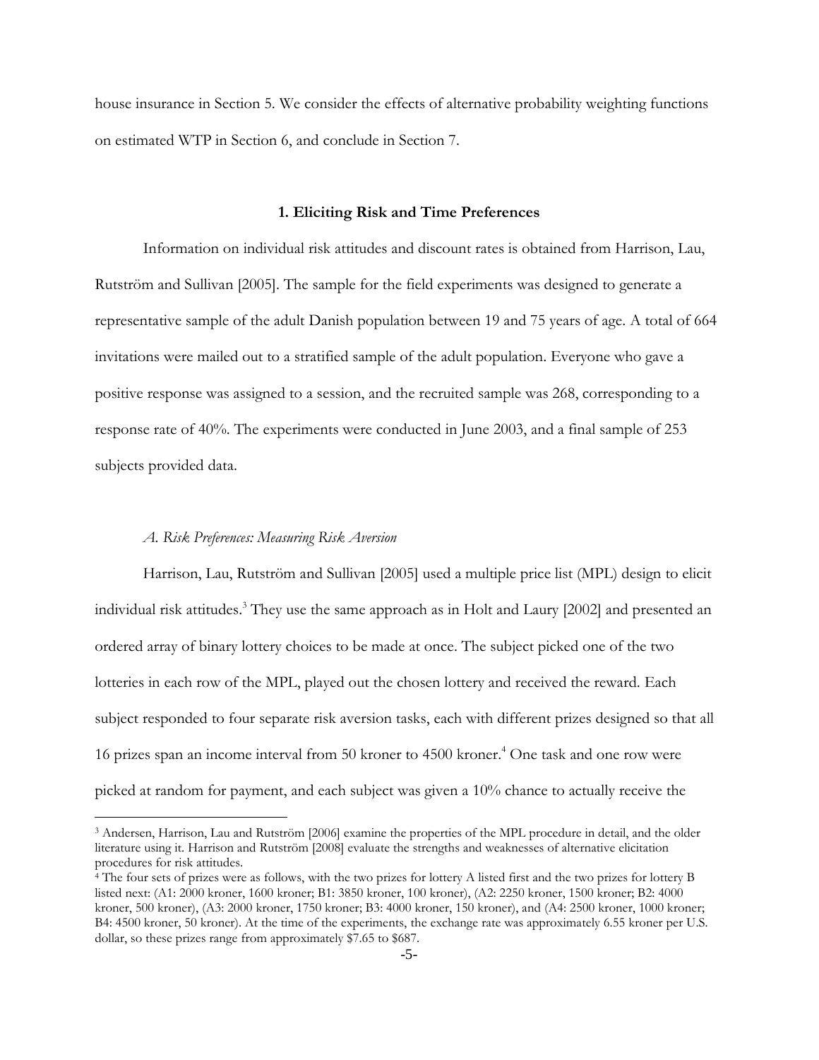house insurance in Section 5. We consider the effects of alternative probability weighting functions on estimated WTP in Section 6, and conclude in Section 7.

## 1. Eliciting Risk and Time Preferences

Information on individual risk attitudes and discount rates is obtained from Harrison, Lau, Rutström and Sullivan [2005]. The sample for the field experiments was designed to generate a representative sample of the adult Danish population between 19 and 75 years of age. A total of 664 invitations were mailed out to a stratified sample of the adult population. Everyone who gave a positive response was assigned to a session, and the recruited sample was 268, corresponding to a response rate of 40%. The experiments were conducted in June 2003, and a final sample of 253 subjects provided data.

### *A. Risk Preferences: Measuring Risk Aversion*

Harrison, Lau, Rutström and Sullivan [2005] used a multiple price list (MPL) design to elicit individual risk attitudes.[3] They use the same approach as in Holt and Laury [2002] and presented an ordered array of binary lottery choices to be made at once. The subject picked one of the two lotteries in each row of the MPL, played out the chosen lottery and received the reward. Each subject responded to four separate risk aversion tasks, each with different prizes designed so that all 16 prizes span an income interval from 50 kroner to 4500 kroner.[4] One task and one row were picked at random for payment, and each subject was given a 10% chance to actually receive the

---

[3] Andersen, Harrison, Lau and Rutström [2006] examine the properties of the MPL procedure in detail, and the older literature using it. Harrison and Rutström [2008] evaluate the strengths and weaknesses of alternative elicitation procedures for risk attitudes.

[4] The four sets of prizes were as follows, with the two prizes for lottery A listed first and the two prizes for lottery B listed next: (A1: 2000 kroner, 1600 kroner; B1: 3850 kroner, 100 kroner), (A2: 2250 kroner, 1500 kroner; B2: 4000 kroner, 500 kroner), (A3: 2000 kroner, 1750 kroner; B3: 4000 kroner, 150 kroner), and (A4: 2500 kroner, 1000 kroner; B4: 4500 kroner, 50 kroner). At the time of the experiments, the exchange rate was approximately 6.55 kroner per U.S. dollar, so these prizes range from approximately $7.65 to $687.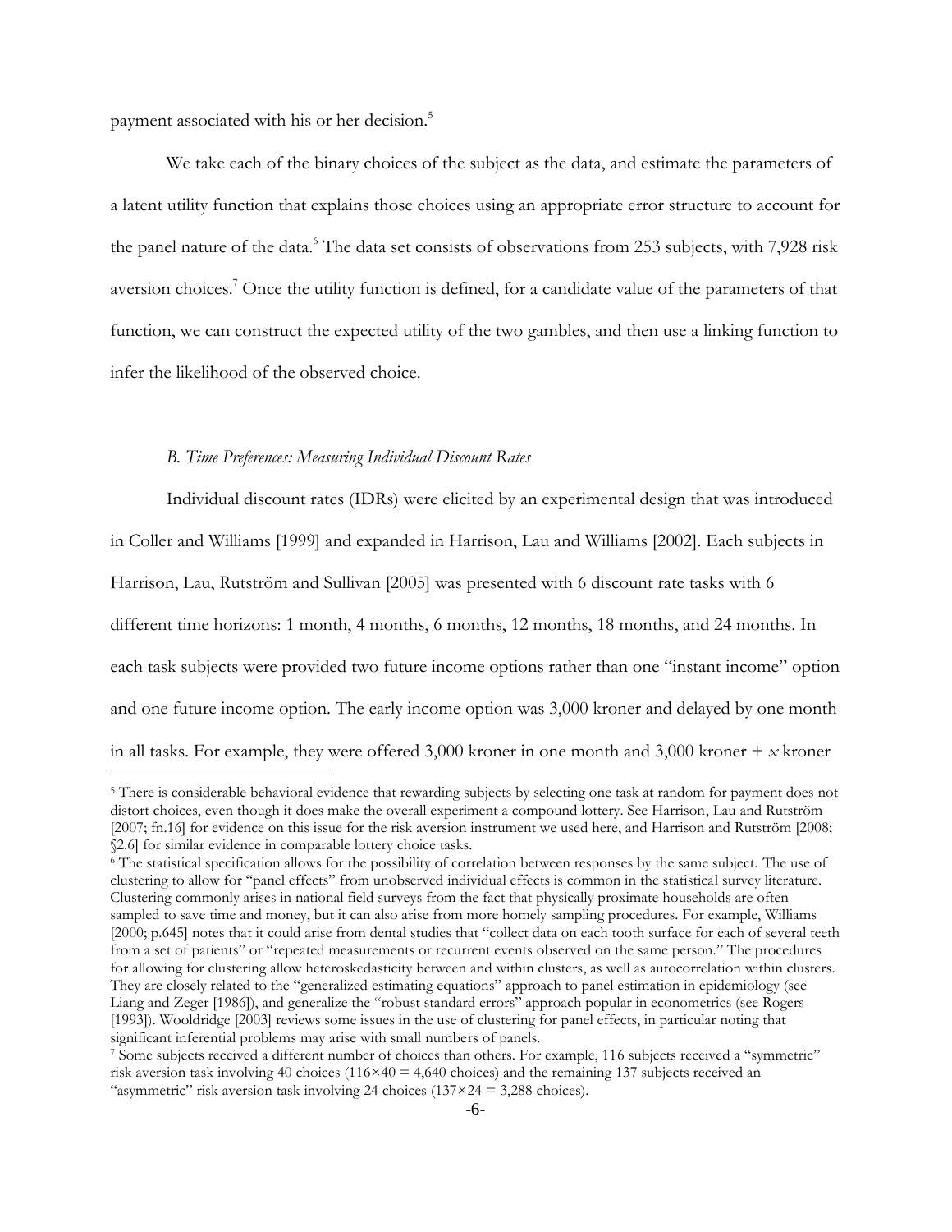payment associated with his or her decision.[5]

We take each of the binary choices of the subject as the data, and estimate the parameters of a latent utility function that explains those choices using an appropriate error structure to account for the panel nature of the data.[6] The data set consists of observations from 253 subjects, with 7,928 risk aversion choices.[7] Once the utility function is defined, for a candidate value of the parameters of that function, we can construct the expected utility of the two gambles, and then use a linking function to infer the likelihood of the observed choice.

### *B. Time Preferences: Measuring Individual Discount Rates*

Individual discount rates (IDRs) were elicited by an experimental design that was introduced in Coller and Williams [1999] and expanded in Harrison, Lau and Williams [2002]. Each subjects in Harrison, Lau, Rutström and Sullivan [2005] was presented with 6 discount rate tasks with 6 different time horizons: 1 month, 4 months, 6 months, 12 months, 18 months, and 24 months. In each task subjects were provided two future income options rather than one "instant income" option and one future income option. The early income option was 3,000 kroner and delayed by one month in all tasks. For example, they were offered 3,000 kroner in one month and 3,000 kroner + *x* kroner

---

[5] There is considerable behavioral evidence that rewarding subjects by selecting one task at random for payment does not distort choices, even though it does make the overall experiment a compound lottery. See Harrison, Lau and Rutström [2007; fn.16] for evidence on this issue for the risk aversion instrument we used here, and Harrison and Rutström [2008; §2.6] for similar evidence in comparable lottery choice tasks.

[6] The statistical specification allows for the possibility of correlation between responses by the same subject. The use of clustering to allow for "panel effects" from unobserved individual effects is common in the statistical survey literature. Clustering commonly arises in national field surveys from the fact that physically proximate households are often sampled to save time and money, but it can also arise from more homely sampling procedures. For example, Williams [2000; p.645] notes that it could arise from dental studies that "collect data on each tooth surface for each of several teeth from a set of patients" or "repeated measurements or recurrent events observed on the same person." The procedures for allowing for clustering allow heteroskedasticity between and within clusters, as well as autocorrelation within clusters. They are closely related to the "generalized estimating equations" approach to panel estimation in epidemiology (see Liang and Zeger [1986]), and generalize the "robust standard errors" approach popular in econometrics (see Rogers [1993]). Wooldridge [2003] reviews some issues in the use of clustering for panel effects, in particular noting that significant inferential problems may arise with small numbers of panels.

[7] Some subjects received a different number of choices than others. For example, 116 subjects received a "symmetric" risk aversion task involving 40 choices ($116 \times 40 = 4{,}640$ choices) and the remaining 137 subjects received an "asymmetric" risk aversion task involving 24 choices ($137 \times 24 = 3{,}288$ choices).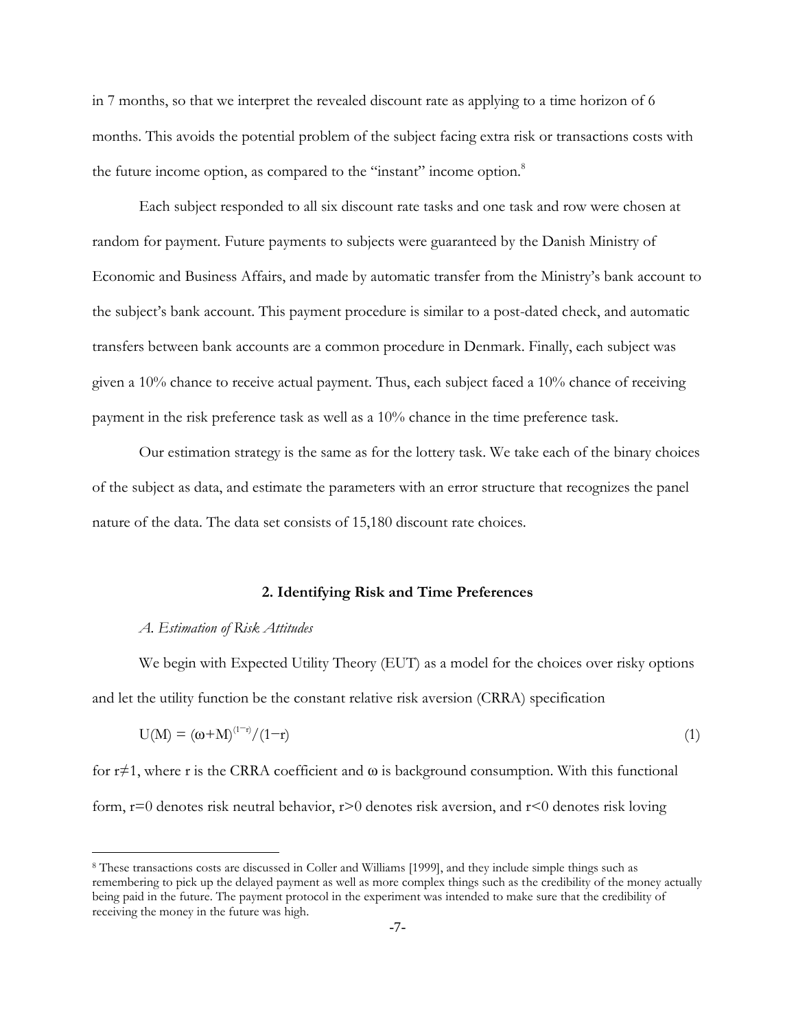in 7 months, so that we interpret the revealed discount rate as applying to a time horizon of 6 months. This avoids the potential problem of the subject facing extra risk or transactions costs with the future income option, as compared to the "instant" income option.[8]

Each subject responded to all six discount rate tasks and one task and row were chosen at random for payment. Future payments to subjects were guaranteed by the Danish Ministry of Economic and Business Affairs, and made by automatic transfer from the Ministry's bank account to the subject's bank account. This payment procedure is similar to a post-dated check, and automatic transfers between bank accounts are a common procedure in Denmark. Finally, each subject was given a 10% chance to receive actual payment. Thus, each subject faced a 10% chance of receiving payment in the risk preference task as well as a 10% chance in the time preference task.

Our estimation strategy is the same as for the lottery task. We take each of the binary choices of the subject as data, and estimate the parameters with an error structure that recognizes the panel nature of the data. The data set consists of 15,180 discount rate choices.

## 2. Identifying Risk and Time Preferences

### *A. Estimation of Risk Attitudes*

We begin with Expected Utility Theory (EUT) as a model for the choices over risky options and let the utility function be the constant relative risk aversion (CRRA) specification

$$U(M) = (\omega+M)^{(1-r)}/(1-r) \tag{1}$$

for $r \neq 1$, where r is the CRRA coefficient and $\omega$ is background consumption. With this functional form, $r=0$ denotes risk neutral behavior, $r>0$ denotes risk aversion, and $r<0$ denotes risk loving

[8] These transactions costs are discussed in Coller and Williams [1999], and they include simple things such as remembering to pick up the delayed payment as well as more complex things such as the credibility of the money actually being paid in the future. The payment protocol in the experiment was intended to make sure that the credibility of receiving the money in the future was high.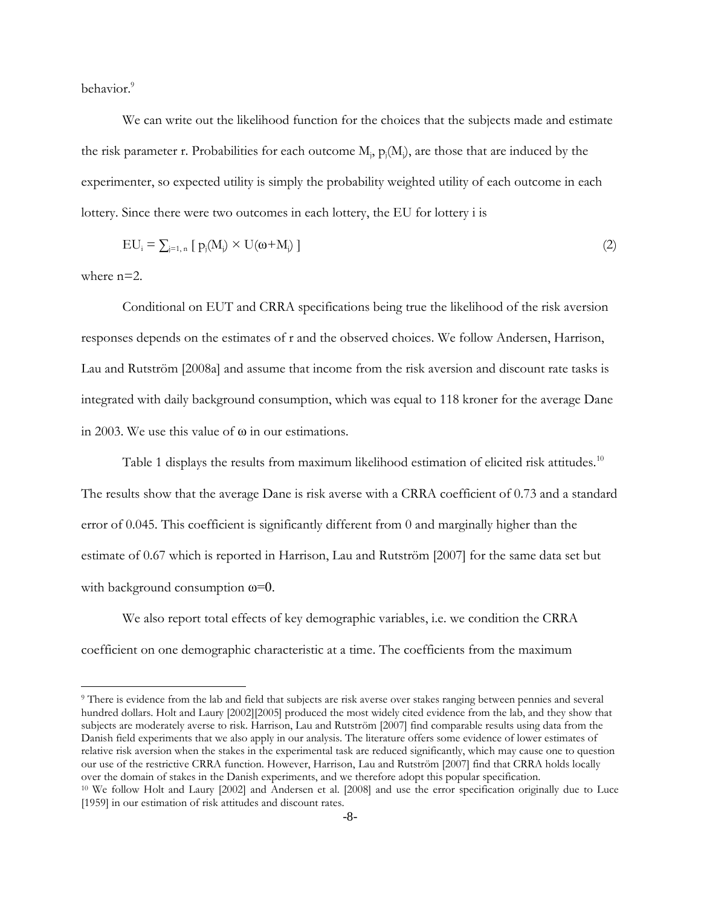behavior.[9]

We can write out the likelihood function for the choices that the subjects made and estimate the risk parameter r. Probabilities for each outcome $M_j$, $p_j(M_j)$, are those that are induced by the experimenter, so expected utility is simply the probability weighted utility of each outcome in each lottery. Since there were two outcomes in each lottery, the EU for lottery i is

$$EU_i = \sum_{j=1, n} [ p_j(M_j) \times U(\omega+M_j) ] \tag{2}$$

where n=2.

Conditional on EUT and CRRA specifications being true the likelihood of the risk aversion responses depends on the estimates of r and the observed choices. We follow Andersen, Harrison, Lau and Rutström [2008a] and assume that income from the risk aversion and discount rate tasks is integrated with daily background consumption, which was equal to 118 kroner for the average Dane in 2003. We use this value of ω in our estimations.

Table 1 displays the results from maximum likelihood estimation of elicited risk attitudes.[10] The results show that the average Dane is risk averse with a CRRA coefficient of 0.73 and a standard error of 0.045. This coefficient is significantly different from 0 and marginally higher than the estimate of 0.67 which is reported in Harrison, Lau and Rutström [2007] for the same data set but with background consumption $\omega$=0.

We also report total effects of key demographic variables, i.e. we condition the CRRA coefficient on one demographic characteristic at a time. The coefficients from the maximum

---

[9] There is evidence from the lab and field that subjects are risk averse over stakes ranging between pennies and several hundred dollars. Holt and Laury [2002][2005] produced the most widely cited evidence from the lab, and they show that subjects are moderately averse to risk. Harrison, Lau and Rutström [2007] find comparable results using data from the Danish field experiments that we also apply in our analysis. The literature offers some evidence of lower estimates of relative risk aversion when the stakes in the experimental task are reduced significantly, which may cause one to question our use of the restrictive CRRA function. However, Harrison, Lau and Rutström [2007] find that CRRA holds locally over the domain of stakes in the Danish experiments, and we therefore adopt this popular specification.

[10] We follow Holt and Laury [2002] and Andersen et al. [2008] and use the error specification originally due to Luce [1959] in our estimation of risk attitudes and discount rates.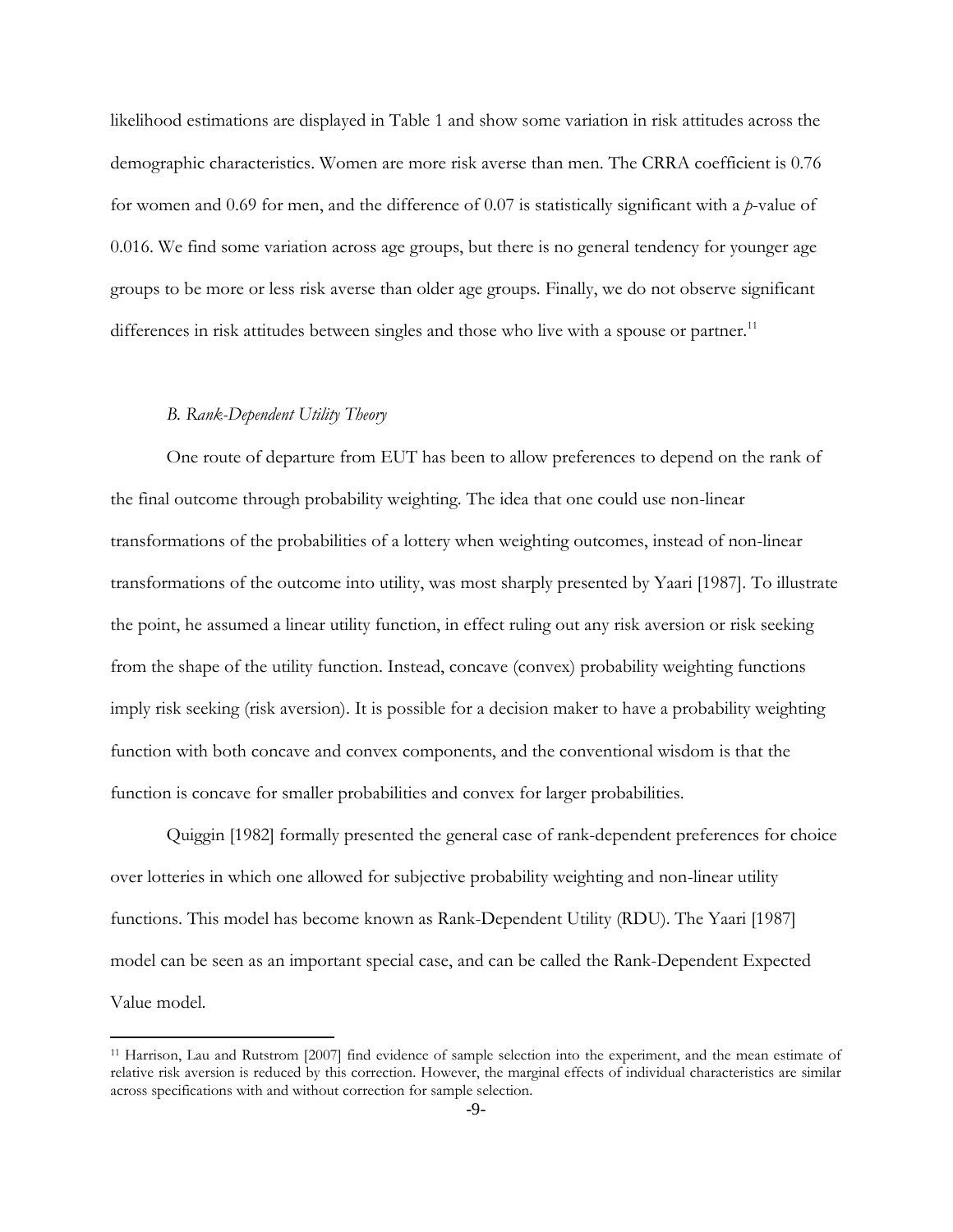likelihood estimations are displayed in Table 1 and show some variation in risk attitudes across the demographic characteristics. Women are more risk averse than men. The CRRA coefficient is 0.76 for women and 0.69 for men, and the difference of 0.07 is statistically significant with a *p*-value of 0.016. We find some variation across age groups, but there is no general tendency for younger age groups to be more or less risk averse than older age groups. Finally, we do not observe significant differences in risk attitudes between singles and those who live with a spouse or partner.[11]

### *B. Rank-Dependent Utility Theory*

One route of departure from EUT has been to allow preferences to depend on the rank of the final outcome through probability weighting. The idea that one could use non-linear transformations of the probabilities of a lottery when weighting outcomes, instead of non-linear transformations of the outcome into utility, was most sharply presented by Yaari [1987]. To illustrate the point, he assumed a linear utility function, in effect ruling out any risk aversion or risk seeking from the shape of the utility function. Instead, concave (convex) probability weighting functions imply risk seeking (risk aversion). It is possible for a decision maker to have a probability weighting function with both concave and convex components, and the conventional wisdom is that the function is concave for smaller probabilities and convex for larger probabilities.

Quiggin [1982] formally presented the general case of rank-dependent preferences for choice over lotteries in which one allowed for subjective probability weighting and non-linear utility functions. This model has become known as Rank-Dependent Utility (RDU). The Yaari [1987] model can be seen as an important special case, and can be called the Rank-Dependent Expected Value model.

[11] Harrison, Lau and Rutstrom [2007] find evidence of sample selection into the experiment, and the mean estimate of relative risk aversion is reduced by this correction. However, the marginal effects of individual characteristics are similar across specifications with and without correction for sample selection.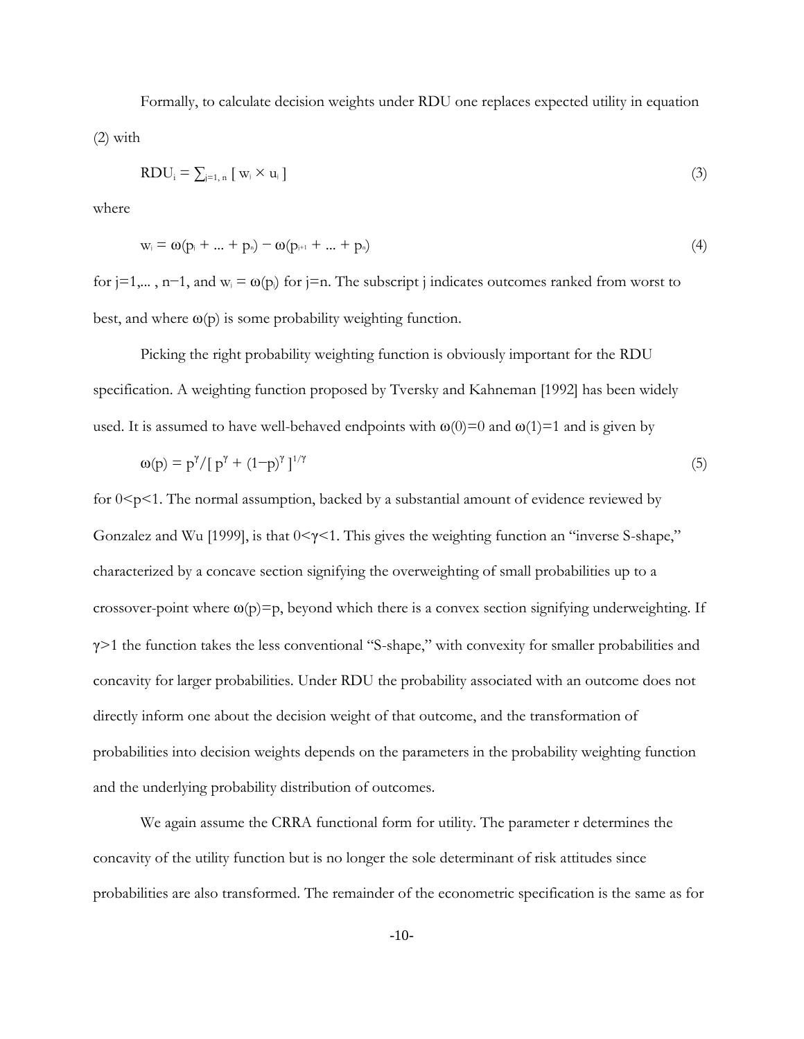Formally, to calculate decision weights under RDU one replaces expected utility in equation (2) with

$$\mathrm{RDU}_i = \sum_{j=1,\, n} [\, w_j \times u_j \,] \tag{3}$$

where

$$w_j = \omega(p_j + \ldots + p_n) - \omega(p_{j+1} + \ldots + p_n) \tag{4}$$

for $j=1,\ldots, n-1$, and $w_j = \omega(p_j)$ for $j=n$. The subscript j indicates outcomes ranked from worst to best, and where $\omega(p)$ is some probability weighting function.

Picking the right probability weighting function is obviously important for the RDU specification. A weighting function proposed by Tversky and Kahneman [1992] has been widely used. It is assumed to have well-behaved endpoints with $\omega(0)=0$ and $\omega(1)=1$ and is given by

$$\omega(p) = p^\gamma / [\, p^\gamma + (1-p)^\gamma \,]^{1/\gamma} \tag{5}$$

for $0<p<1$. The normal assumption, backed by a substantial amount of evidence reviewed by Gonzalez and Wu [1999], is that $0<\gamma<1$. This gives the weighting function an "inverse S-shape," characterized by a concave section signifying the overweighting of small probabilities up to a crossover-point where $\omega(p)=p$, beyond which there is a convex section signifying underweighting. If $\gamma>1$ the function takes the less conventional "S-shape," with convexity for smaller probabilities and concavity for larger probabilities. Under RDU the probability associated with an outcome does not directly inform one about the decision weight of that outcome, and the transformation of probabilities into decision weights depends on the parameters in the probability weighting function and the underlying probability distribution of outcomes.

We again assume the CRRA functional form for utility. The parameter r determines the concavity of the utility function but is no longer the sole determinant of risk attitudes since probabilities are also transformed. The remainder of the econometric specification is the same as for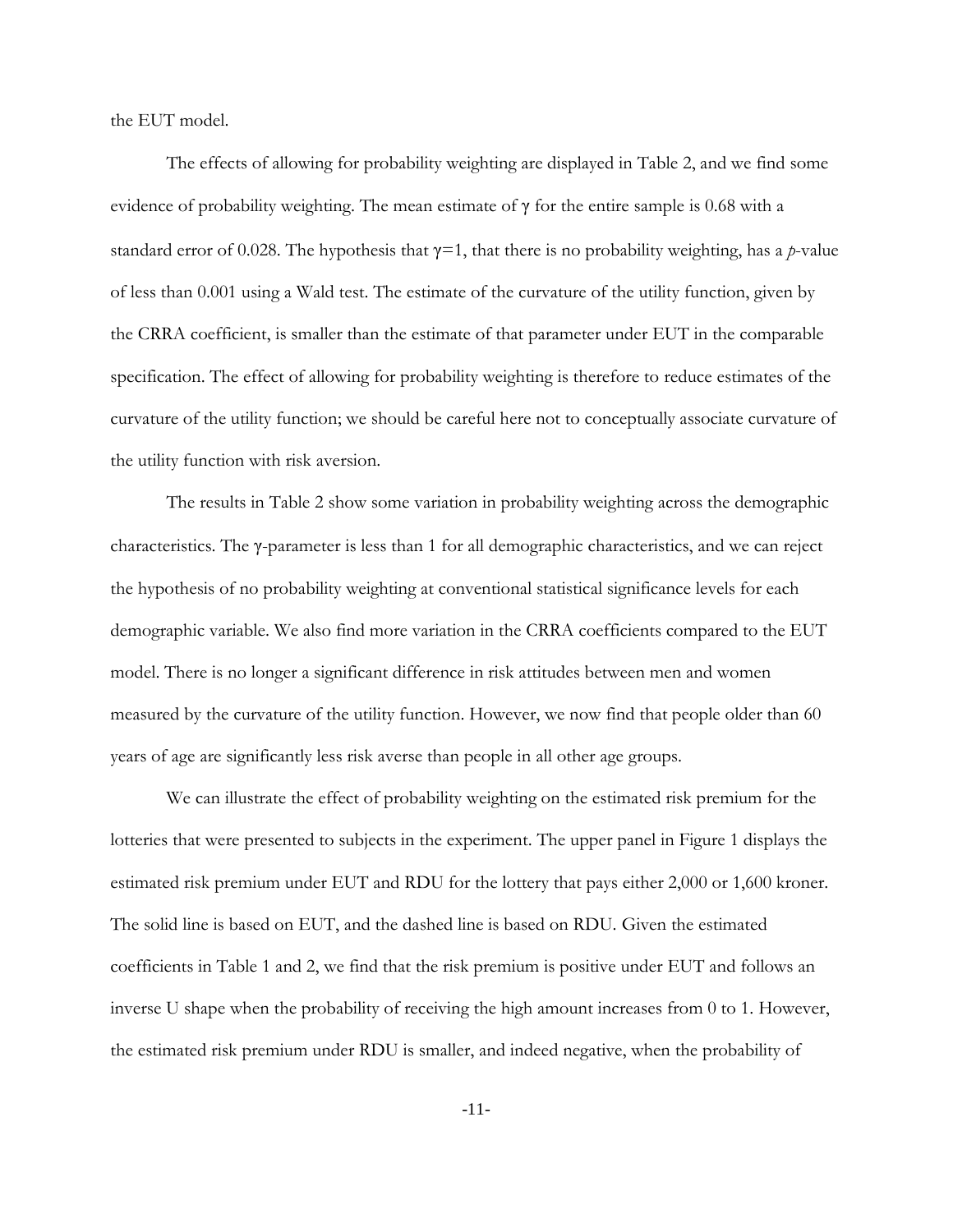the EUT model.

The effects of allowing for probability weighting are displayed in Table 2, and we find some evidence of probability weighting. The mean estimate of $\gamma$ for the entire sample is 0.68 with a standard error of 0.028. The hypothesis that $\gamma=1$, that there is no probability weighting, has a *p*-value of less than 0.001 using a Wald test. The estimate of the curvature of the utility function, given by the CRRA coefficient, is smaller than the estimate of that parameter under EUT in the comparable specification. The effect of allowing for probability weighting is therefore to reduce estimates of the curvature of the utility function; we should be careful here not to conceptually associate curvature of the utility function with risk aversion.

The results in Table 2 show some variation in probability weighting across the demographic characteristics. The $\gamma$-parameter is less than 1 for all demographic characteristics, and we can reject the hypothesis of no probability weighting at conventional statistical significance levels for each demographic variable. We also find more variation in the CRRA coefficients compared to the EUT model. There is no longer a significant difference in risk attitudes between men and women measured by the curvature of the utility function. However, we now find that people older than 60 years of age are significantly less risk averse than people in all other age groups.

We can illustrate the effect of probability weighting on the estimated risk premium for the lotteries that were presented to subjects in the experiment. The upper panel in Figure 1 displays the estimated risk premium under EUT and RDU for the lottery that pays either 2,000 or 1,600 kroner. The solid line is based on EUT, and the dashed line is based on RDU. Given the estimated coefficients in Table 1 and 2, we find that the risk premium is positive under EUT and follows an inverse U shape when the probability of receiving the high amount increases from 0 to 1. However, the estimated risk premium under RDU is smaller, and indeed negative, when the probability of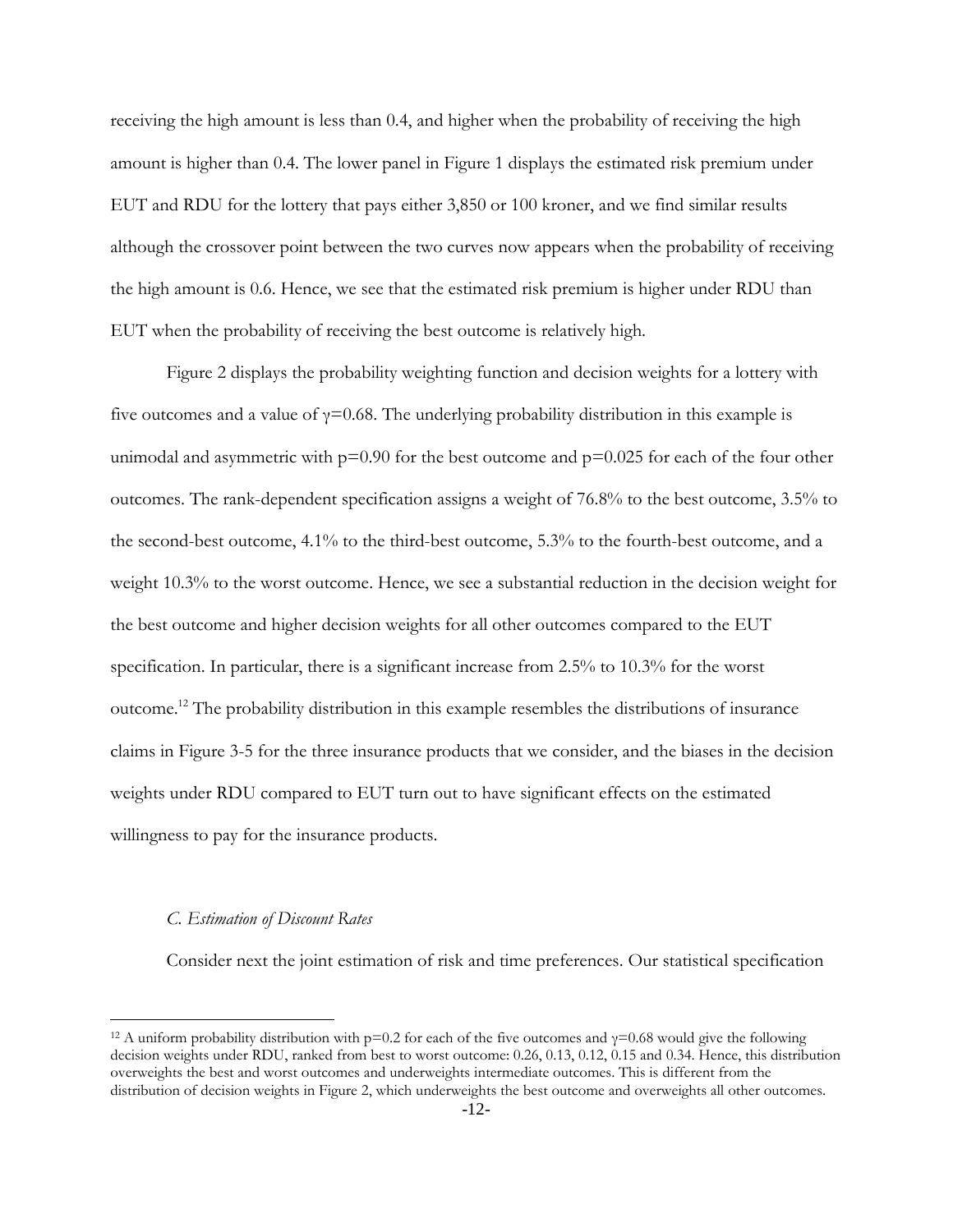receiving the high amount is less than 0.4, and higher when the probability of receiving the high amount is higher than 0.4. The lower panel in Figure 1 displays the estimated risk premium under EUT and RDU for the lottery that pays either 3,850 or 100 kroner, and we find similar results although the crossover point between the two curves now appears when the probability of receiving the high amount is 0.6. Hence, we see that the estimated risk premium is higher under RDU than EUT when the probability of receiving the best outcome is relatively high.

Figure 2 displays the probability weighting function and decision weights for a lottery with five outcomes and a value of $\gamma$=0.68. The underlying probability distribution in this example is unimodal and asymmetric with p=0.90 for the best outcome and p=0.025 for each of the four other outcomes. The rank-dependent specification assigns a weight of 76.8% to the best outcome, 3.5% to the second-best outcome, 4.1% to the third-best outcome, 5.3% to the fourth-best outcome, and a weight 10.3% to the worst outcome. Hence, we see a substantial reduction in the decision weight for the best outcome and higher decision weights for all other outcomes compared to the EUT specification. In particular, there is a significant increase from 2.5% to 10.3% for the worst outcome.[12] The probability distribution in this example resembles the distributions of insurance claims in Figure 3-5 for the three insurance products that we consider, and the biases in the decision weights under RDU compared to EUT turn out to have significant effects on the estimated willingness to pay for the insurance products.

### *C. Estimation of Discount Rates*

Consider next the joint estimation of risk and time preferences. Our statistical specification

[12] A uniform probability distribution with p=0.2 for each of the five outcomes and $\gamma$=0.68 would give the following decision weights under RDU, ranked from best to worst outcome: 0.26, 0.13, 0.12, 0.15 and 0.34. Hence, this distribution overweights the best and worst outcomes and underweights intermediate outcomes. This is different from the distribution of decision weights in Figure 2, which underweights the best outcome and overweights all other outcomes.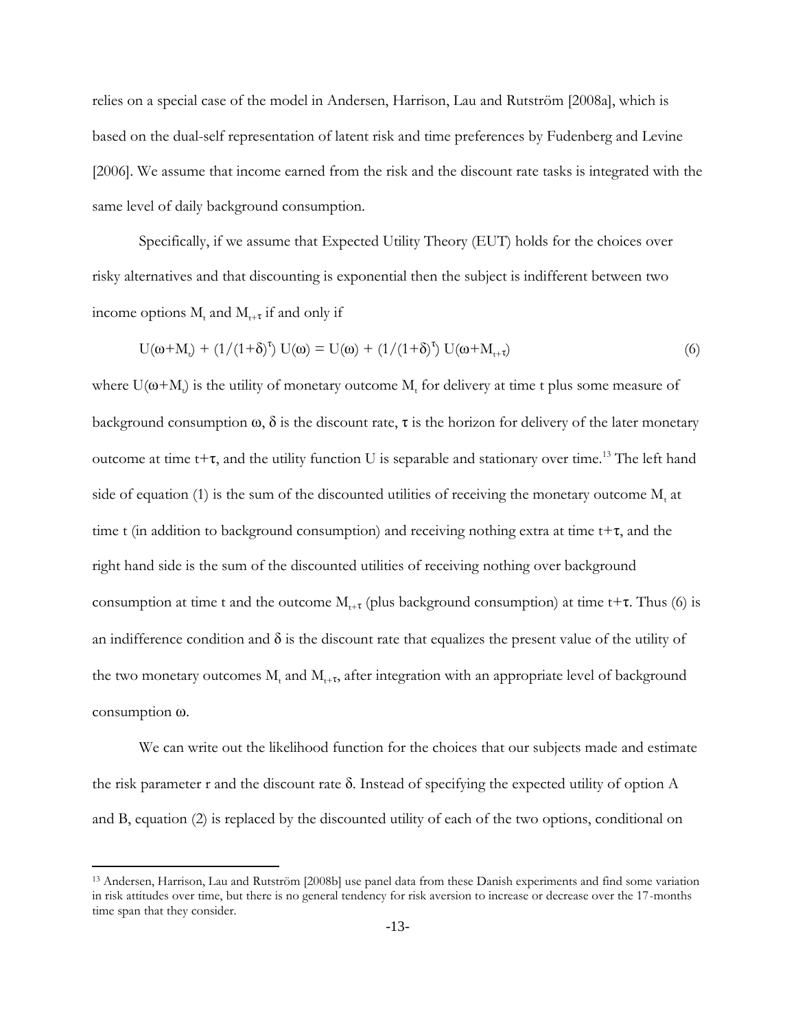relies on a special case of the model in Andersen, Harrison, Lau and Rutström [2008a], which is based on the dual-self representation of latent risk and time preferences by Fudenberg and Levine [2006]. We assume that income earned from the risk and the discount rate tasks is integrated with the same level of daily background consumption.

Specifically, if we assume that Expected Utility Theory (EUT) holds for the choices over risky alternatives and that discounting is exponential then the subject is indifferent between two income options $M_t$ and $M_{t+\tau}$ if and only if

$$U(\omega+M_t) + (1/(1+\delta)^{\tau})\, U(\omega) = U(\omega) + (1/(1+\delta)^{\tau})\, U(\omega+M_{t+\tau}) \tag{6}$$

where $U(\omega+M_t)$ is the utility of monetary outcome $M_t$ for delivery at time t plus some measure of background consumption $\omega$, $\delta$ is the discount rate, $\tau$ is the horizon for delivery of the later monetary outcome at time $t+\tau$, and the utility function U is separable and stationary over time.[13] The left hand side of equation (1) is the sum of the discounted utilities of receiving the monetary outcome $M_t$ at time t (in addition to background consumption) and receiving nothing extra at time $t+\tau$, and the right hand side is the sum of the discounted utilities of receiving nothing over background consumption at time t and the outcome $M_{t+\tau}$ (plus background consumption) at time $t+\tau$. Thus (6) is an indifference condition and $\delta$ is the discount rate that equalizes the present value of the utility of the two monetary outcomes $M_t$ and $M_{t+\tau}$, after integration with an appropriate level of background consumption $\omega$.

We can write out the likelihood function for the choices that our subjects made and estimate the risk parameter r and the discount rate $\delta$. Instead of specifying the expected utility of option A and B, equation (2) is replaced by the discounted utility of each of the two options, conditional on

[13] Andersen, Harrison, Lau and Rutström [2008b] use panel data from these Danish experiments and find some variation in risk attitudes over time, but there is no general tendency for risk aversion to increase or decrease over the 17-months time span that they consider.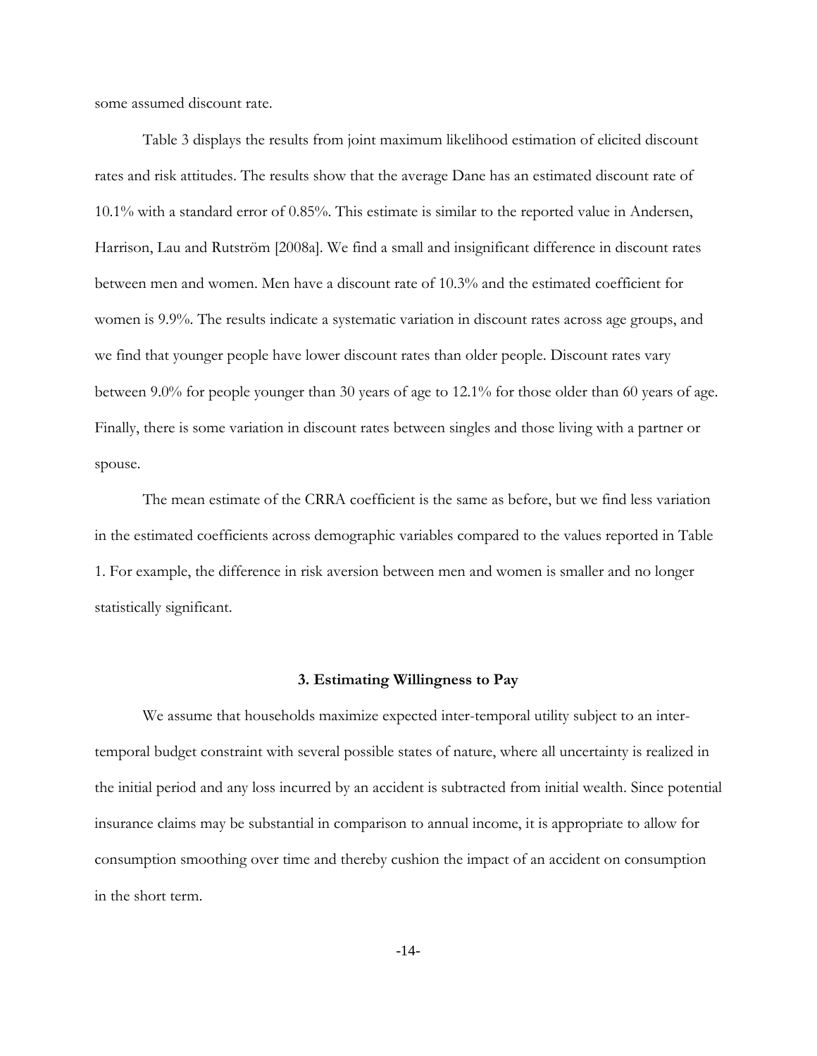some assumed discount rate.

Table 3 displays the results from joint maximum likelihood estimation of elicited discount rates and risk attitudes. The results show that the average Dane has an estimated discount rate of 10.1% with a standard error of 0.85%. This estimate is similar to the reported value in Andersen, Harrison, Lau and Rutström [2008a]. We find a small and insignificant difference in discount rates between men and women. Men have a discount rate of 10.3% and the estimated coefficient for women is 9.9%. The results indicate a systematic variation in discount rates across age groups, and we find that younger people have lower discount rates than older people. Discount rates vary between 9.0% for people younger than 30 years of age to 12.1% for those older than 60 years of age. Finally, there is some variation in discount rates between singles and those living with a partner or spouse.

The mean estimate of the CRRA coefficient is the same as before, but we find less variation in the estimated coefficients across demographic variables compared to the values reported in Table 1. For example, the difference in risk aversion between men and women is smaller and no longer statistically significant.

## 3. Estimating Willingness to Pay

We assume that households maximize expected inter-temporal utility subject to an inter-temporal budget constraint with several possible states of nature, where all uncertainty is realized in the initial period and any loss incurred by an accident is subtracted from initial wealth. Since potential insurance claims may be substantial in comparison to annual income, it is appropriate to allow for consumption smoothing over time and thereby cushion the impact of an accident on consumption in the short term.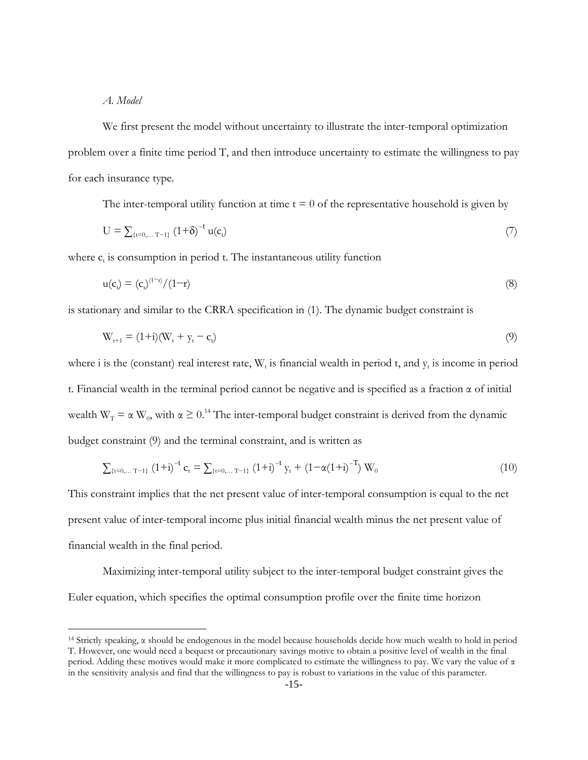*A. Model*

We first present the model without uncertainty to illustrate the inter-temporal optimization problem over a finite time period T, and then introduce uncertainty to estimate the willingness to pay for each insurance type.

The inter-temporal utility function at time t = 0 of the representative household is given by

$$U = \sum_{\{t=0,\dots T-1\}} (1+\delta)^{-t} u(c_t) \tag{7}$$

where $c_t$ is consumption in period t. The instantaneous utility function

$$u(c_t) = (c_t)^{(1-r)}/(1-r) \tag{8}$$

is stationary and similar to the CRRA specification in (1). The dynamic budget constraint is

$$W_{t+1} = (1+i)(W_t + y_t - c_t) \tag{9}$$

where i is the (constant) real interest rate, $W_t$ is financial wealth in period t, and $y_t$ is income in period t. Financial wealth in the terminal period cannot be negative and is specified as a fraction α of initial wealth $W_T = \alpha W_0$, with $\alpha \geq 0$.[14] The inter-temporal budget constraint is derived from the dynamic budget constraint (9) and the terminal constraint, and is written as

$$\sum_{\{t=0,\dots T-1\}} (1+i)^{-t} c_t = \sum_{\{t=0,\dots T-1\}} (1+i)^{-t} y_t + (1-\alpha(1+i)^{-T}) W_0 \tag{10}$$

This constraint implies that the net present value of inter-temporal consumption is equal to the net present value of inter-temporal income plus initial financial wealth minus the net present value of financial wealth in the final period.

Maximizing inter-temporal utility subject to the inter-temporal budget constraint gives the Euler equation, which specifies the optimal consumption profile over the finite time horizon

---

[14] Strictly speaking, α should be endogenous in the model because households decide how much wealth to hold in period T. However, one would need a bequest or precautionary savings motive to obtain a positive level of wealth in the final period. Adding these motives would make it more complicated to estimate the willingness to pay. We vary the value of α in the sensitivity analysis and find that the willingness to pay is robust to variations in the value of this parameter.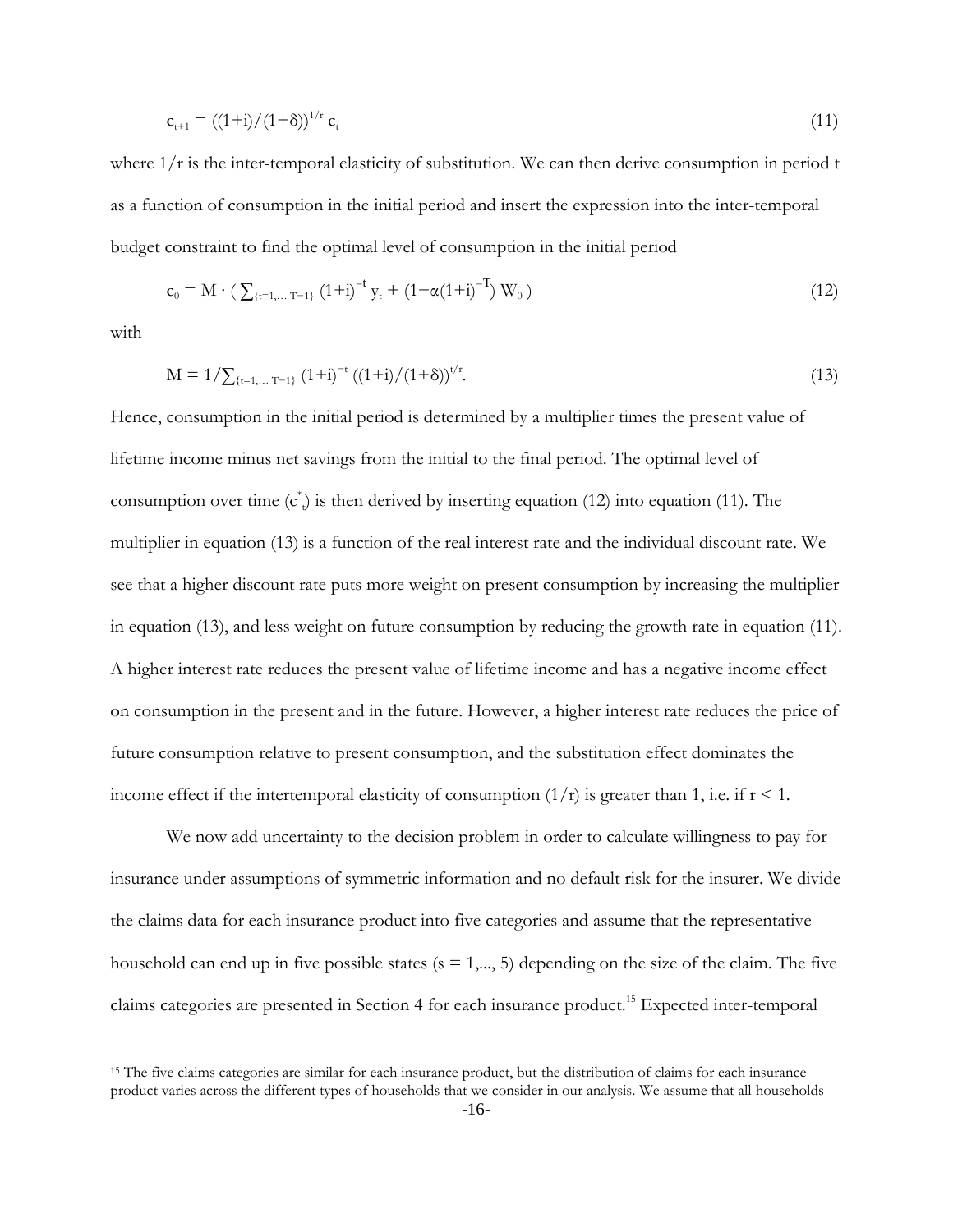$$c_{t+1} = ((1+i)/(1+\delta))^{1/r}\, c_t \tag{11}$$

where $1/r$ is the inter-temporal elasticity of substitution. We can then derive consumption in period t as a function of consumption in the initial period and insert the expression into the inter-temporal budget constraint to find the optimal level of consumption in the initial period

$$c_0 = M \cdot \left( \sum_{\{t=1,\ldots T-1\}} (1+i)^{-t}\, y_t + (1-\alpha(1+i)^{-T})\, W_0 \right) \tag{12}$$

with

$$M = 1/\sum_{\{t=1,\ldots T-1\}} (1+i)^{-t}\, ((1+i)/(1+\delta))^{t/r}. \tag{13}$$

Hence, consumption in the initial period is determined by a multiplier times the present value of lifetime income minus net savings from the initial to the final period. The optimal level of consumption over time ($c^*_t$) is then derived by inserting equation (12) into equation (11). The multiplier in equation (13) is a function of the real interest rate and the individual discount rate. We see that a higher discount rate puts more weight on present consumption by increasing the multiplier in equation (13), and less weight on future consumption by reducing the growth rate in equation (11). A higher interest rate reduces the present value of lifetime income and has a negative income effect on consumption in the present and in the future. However, a higher interest rate reduces the price of future consumption relative to present consumption, and the substitution effect dominates the income effect if the intertemporal elasticity of consumption ($1/r$) is greater than 1, i.e. if $r < 1$.

We now add uncertainty to the decision problem in order to calculate willingness to pay for insurance under assumptions of symmetric information and no default risk for the insurer. We divide the claims data for each insurance product into five categories and assume that the representative household can end up in five possible states ($s = 1,..., 5$) depending on the size of the claim. The five claims categories are presented in Section 4 for each insurance product.[15] Expected inter-temporal

[15] The five claims categories are similar for each insurance product, but the distribution of claims for each insurance product varies across the different types of households that we consider in our analysis. We assume that all households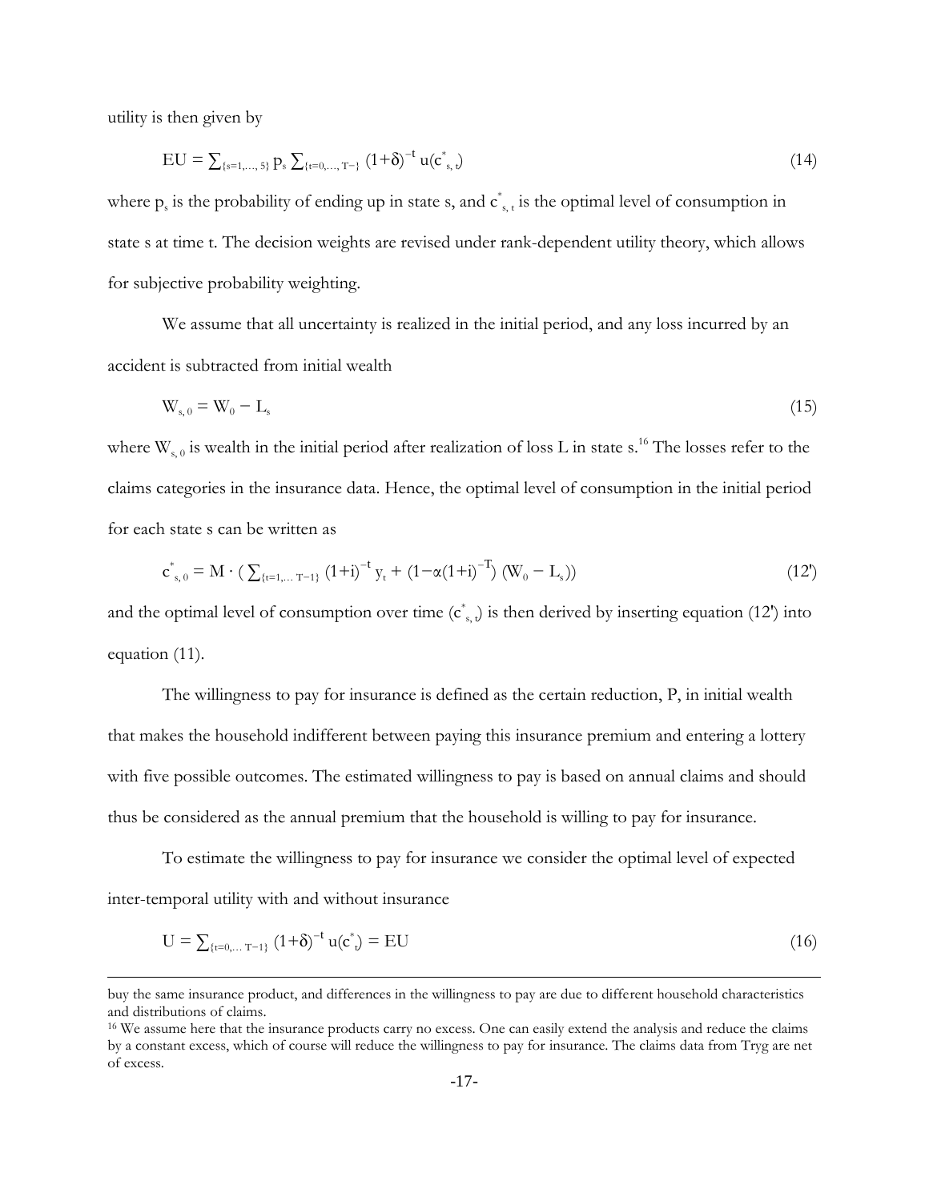utility is then given by

$$\mathrm{EU} = \sum_{\{s=1,\ldots,5\}} p_s \sum_{\{t=0,\ldots,T-\}} (1+\delta)^{-t}\, u(c^*_{s,t}) \tag{14}$$

where $p_s$ is the probability of ending up in state s, and $c^*_{s,t}$ is the optimal level of consumption in state s at time t. The decision weights are revised under rank-dependent utility theory, which allows for subjective probability weighting.

We assume that all uncertainty is realized in the initial period, and any loss incurred by an accident is subtracted from initial wealth

$$W_{s,0} = W_0 - L_s \tag{15}$$

where $W_{s,0}$ is wealth in the initial period after realization of loss L in state s.[16] The losses refer to the claims categories in the insurance data. Hence, the optimal level of consumption in the initial period for each state s can be written as

$$c^*_{s,0} = M \cdot \left( \sum_{\{t=1,\ldots T-1\}} (1+i)^{-t}\, y_t + (1-\alpha(1+i)^{-T})\, (W_0 - L_s) \right) \tag{12'}$$

and the optimal level of consumption over time ($c^*_{s,t}$) is then derived by inserting equation (12') into equation (11).

The willingness to pay for insurance is defined as the certain reduction, P, in initial wealth that makes the household indifferent between paying this insurance premium and entering a lottery with five possible outcomes. The estimated willingness to pay is based on annual claims and should thus be considered as the annual premium that the household is willing to pay for insurance.

To estimate the willingness to pay for insurance we consider the optimal level of expected inter-temporal utility with and without insurance

$$U = \sum_{\{t=0,\ldots T-1\}} (1+\delta)^{-t}\, u(c^*_t) = \mathrm{EU} \tag{16}$$

---

buy the same insurance product, and differences in the willingness to pay are due to different household characteristics and distributions of claims.

[16] We assume here that the insurance products carry no excess. One can easily extend the analysis and reduce the claims by a constant excess, which of course will reduce the willingness to pay for insurance. The claims data from Tryg are net of excess.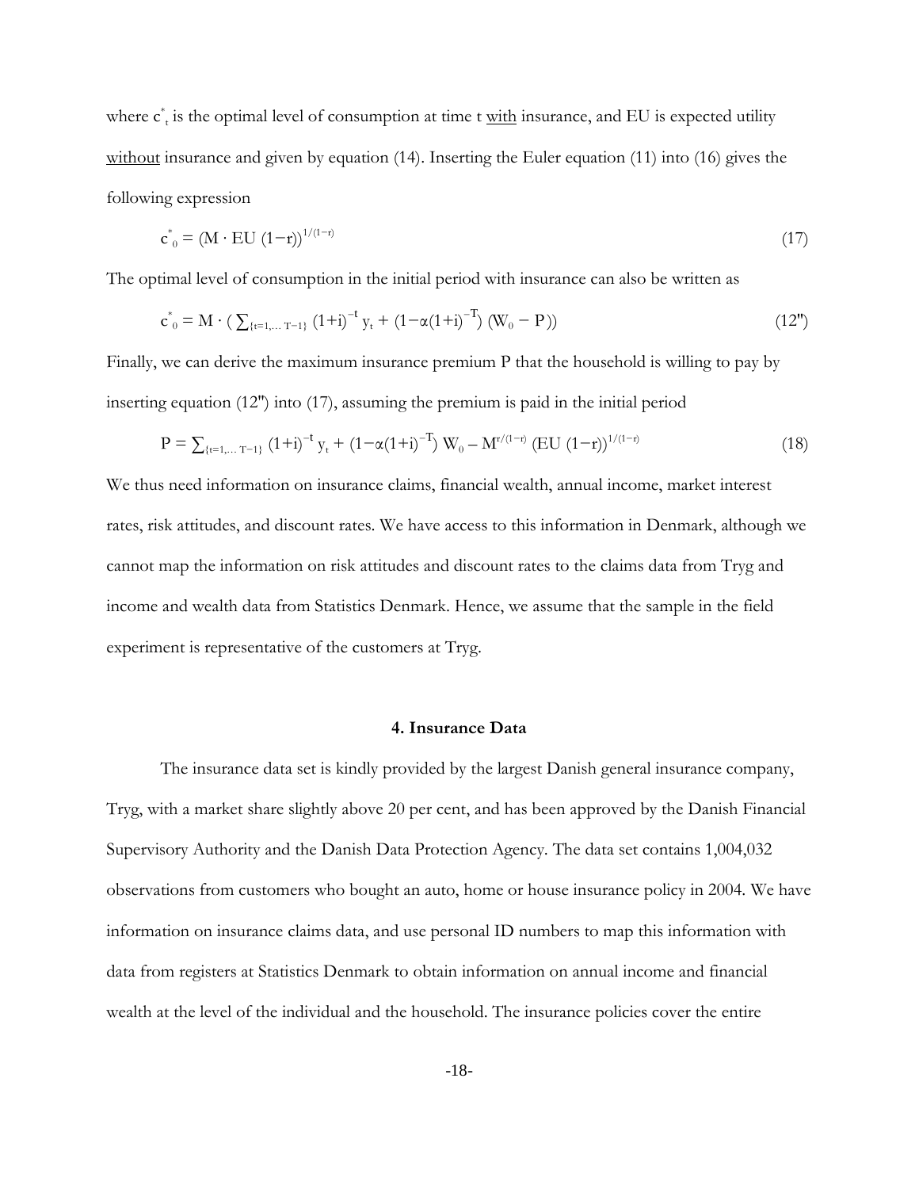where $c^*_t$ is the optimal level of consumption at time t with insurance, and EU is expected utility without insurance and given by equation (14). Inserting the Euler equation (11) into (16) gives the following expression

$$c^*_0 = (M \cdot EU\ (1-r))^{1/(1-r)} \tag{17}$$

The optimal level of consumption in the initial period with insurance can also be written as

$$c^*_0 = M \cdot (\textstyle\sum_{\{t=1,\dots T-1\}} (1+i)^{-t}\, y_t + (1-\alpha(1+i)^{-T})\, (W_0 - P)) \tag{12''}$$

Finally, we can derive the maximum insurance premium P that the household is willing to pay by inserting equation (12'') into (17), assuming the premium is paid in the initial period

$$P = \textstyle\sum_{\{t=1,\dots T-1\}} (1+i)^{-t}\, y_t + (1-\alpha(1+i)^{-T})\, W_0 - M^{r/(1-r)}\, (EU\ (1-r))^{1/(1-r)} \tag{18}$$

We thus need information on insurance claims, financial wealth, annual income, market interest rates, risk attitudes, and discount rates. We have access to this information in Denmark, although we cannot map the information on risk attitudes and discount rates to the claims data from Tryg and income and wealth data from Statistics Denmark. Hence, we assume that the sample in the field experiment is representative of the customers at Tryg.

## 4. Insurance Data

The insurance data set is kindly provided by the largest Danish general insurance company, Tryg, with a market share slightly above 20 per cent, and has been approved by the Danish Financial Supervisory Authority and the Danish Data Protection Agency. The data set contains 1,004,032 observations from customers who bought an auto, home or house insurance policy in 2004. We have information on insurance claims data, and use personal ID numbers to map this information with data from registers at Statistics Denmark to obtain information on annual income and financial wealth at the level of the individual and the household. The insurance policies cover the entire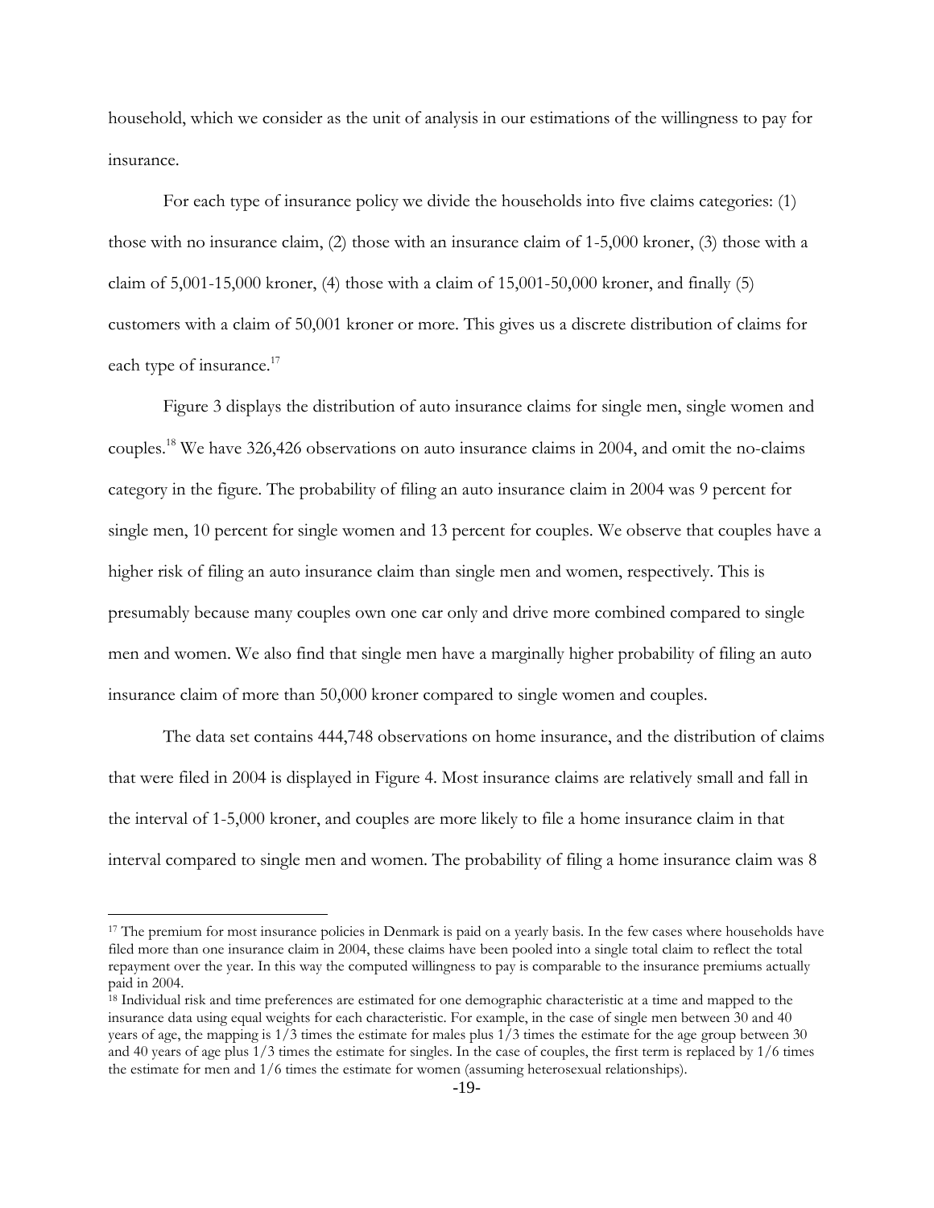household, which we consider as the unit of analysis in our estimations of the willingness to pay for insurance.

For each type of insurance policy we divide the households into five claims categories: (1) those with no insurance claim, (2) those with an insurance claim of 1-5,000 kroner, (3) those with a claim of 5,001-15,000 kroner, (4) those with a claim of 15,001-50,000 kroner, and finally (5) customers with a claim of 50,001 kroner or more. This gives us a discrete distribution of claims for each type of insurance.[17]

Figure 3 displays the distribution of auto insurance claims for single men, single women and couples.[18] We have 326,426 observations on auto insurance claims in 2004, and omit the no-claims category in the figure. The probability of filing an auto insurance claim in 2004 was 9 percent for single men, 10 percent for single women and 13 percent for couples. We observe that couples have a higher risk of filing an auto insurance claim than single men and women, respectively. This is presumably because many couples own one car only and drive more combined compared to single men and women. We also find that single men have a marginally higher probability of filing an auto insurance claim of more than 50,000 kroner compared to single women and couples.

The data set contains 444,748 observations on home insurance, and the distribution of claims that were filed in 2004 is displayed in Figure 4. Most insurance claims are relatively small and fall in the interval of 1-5,000 kroner, and couples are more likely to file a home insurance claim in that interval compared to single men and women. The probability of filing a home insurance claim was 8

---

[17] The premium for most insurance policies in Denmark is paid on a yearly basis. In the few cases where households have filed more than one insurance claim in 2004, these claims have been pooled into a single total claim to reflect the total repayment over the year. In this way the computed willingness to pay is comparable to the insurance premiums actually paid in 2004.

[18] Individual risk and time preferences are estimated for one demographic characteristic at a time and mapped to the insurance data using equal weights for each characteristic. For example, in the case of single men between 30 and 40 years of age, the mapping is 1/3 times the estimate for males plus 1/3 times the estimate for the age group between 30 and 40 years of age plus 1/3 times the estimate for singles. In the case of couples, the first term is replaced by 1/6 times the estimate for men and 1/6 times the estimate for women (assuming heterosexual relationships).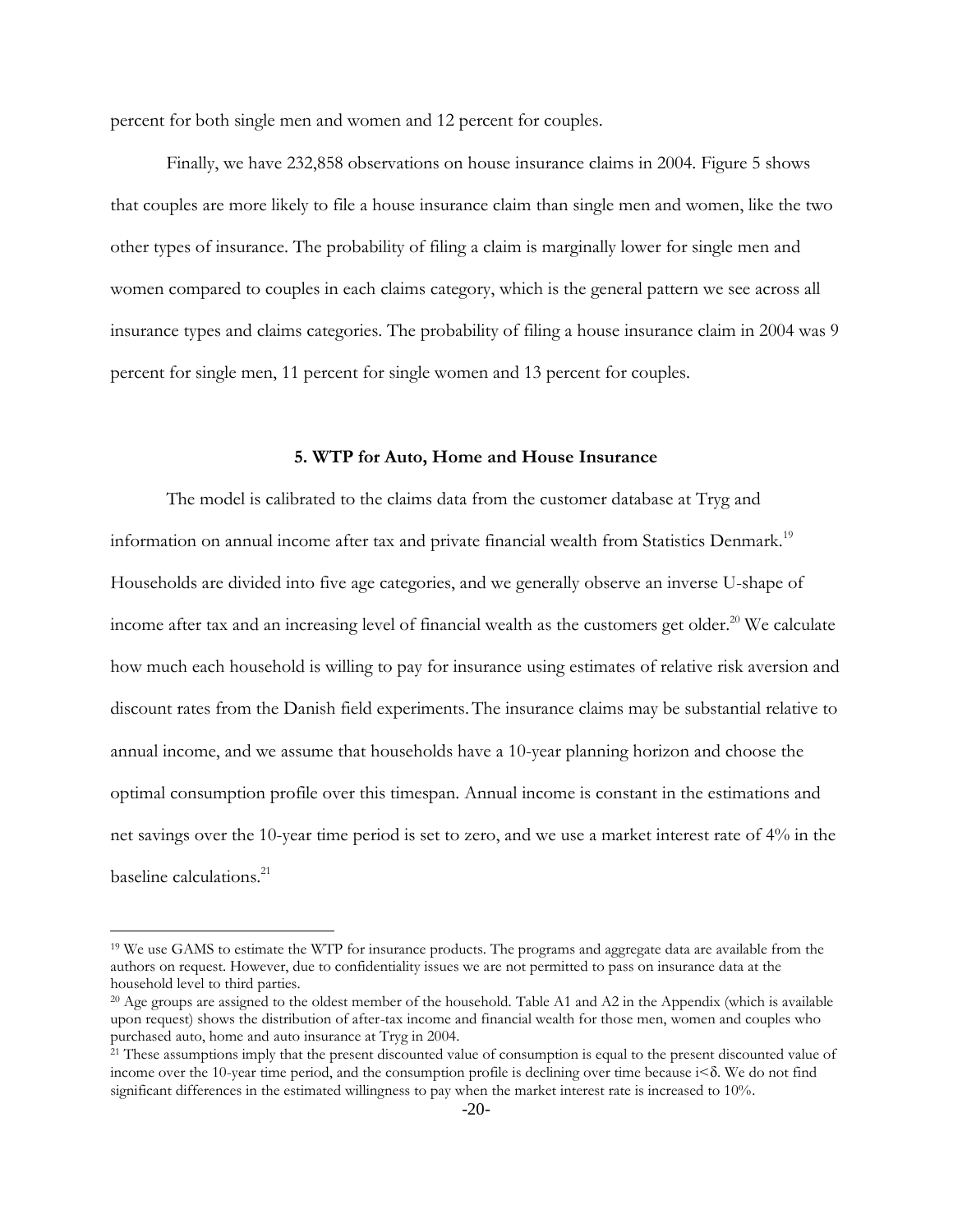percent for both single men and women and 12 percent for couples.

Finally, we have 232,858 observations on house insurance claims in 2004. Figure 5 shows that couples are more likely to file a house insurance claim than single men and women, like the two other types of insurance. The probability of filing a claim is marginally lower for single men and women compared to couples in each claims category, which is the general pattern we see across all insurance types and claims categories. The probability of filing a house insurance claim in 2004 was 9 percent for single men, 11 percent for single women and 13 percent for couples.

### 5. WTP for Auto, Home and House Insurance

The model is calibrated to the claims data from the customer database at Tryg and information on annual income after tax and private financial wealth from Statistics Denmark.[19] Households are divided into five age categories, and we generally observe an inverse U-shape of income after tax and an increasing level of financial wealth as the customers get older.[20] We calculate how much each household is willing to pay for insurance using estimates of relative risk aversion and discount rates from the Danish field experiments. The insurance claims may be substantial relative to annual income, and we assume that households have a 10-year planning horizon and choose the optimal consumption profile over this timespan. Annual income is constant in the estimations and net savings over the 10-year time period is set to zero, and we use a market interest rate of 4% in the baseline calculations.[21]

---

[19] We use GAMS to estimate the WTP for insurance products. The programs and aggregate data are available from the authors on request. However, due to confidentiality issues we are not permitted to pass on insurance data at the household level to third parties.

[20] Age groups are assigned to the oldest member of the household. Table A1 and A2 in the Appendix (which is available upon request) shows the distribution of after-tax income and financial wealth for those men, women and couples who purchased auto, home and auto insurance at Tryg in 2004.

[21] These assumptions imply that the present discounted value of consumption is equal to the present discounted value of income over the 10-year time period, and the consumption profile is declining over time because $i<\delta$. We do not find significant differences in the estimated willingness to pay when the market interest rate is increased to 10%.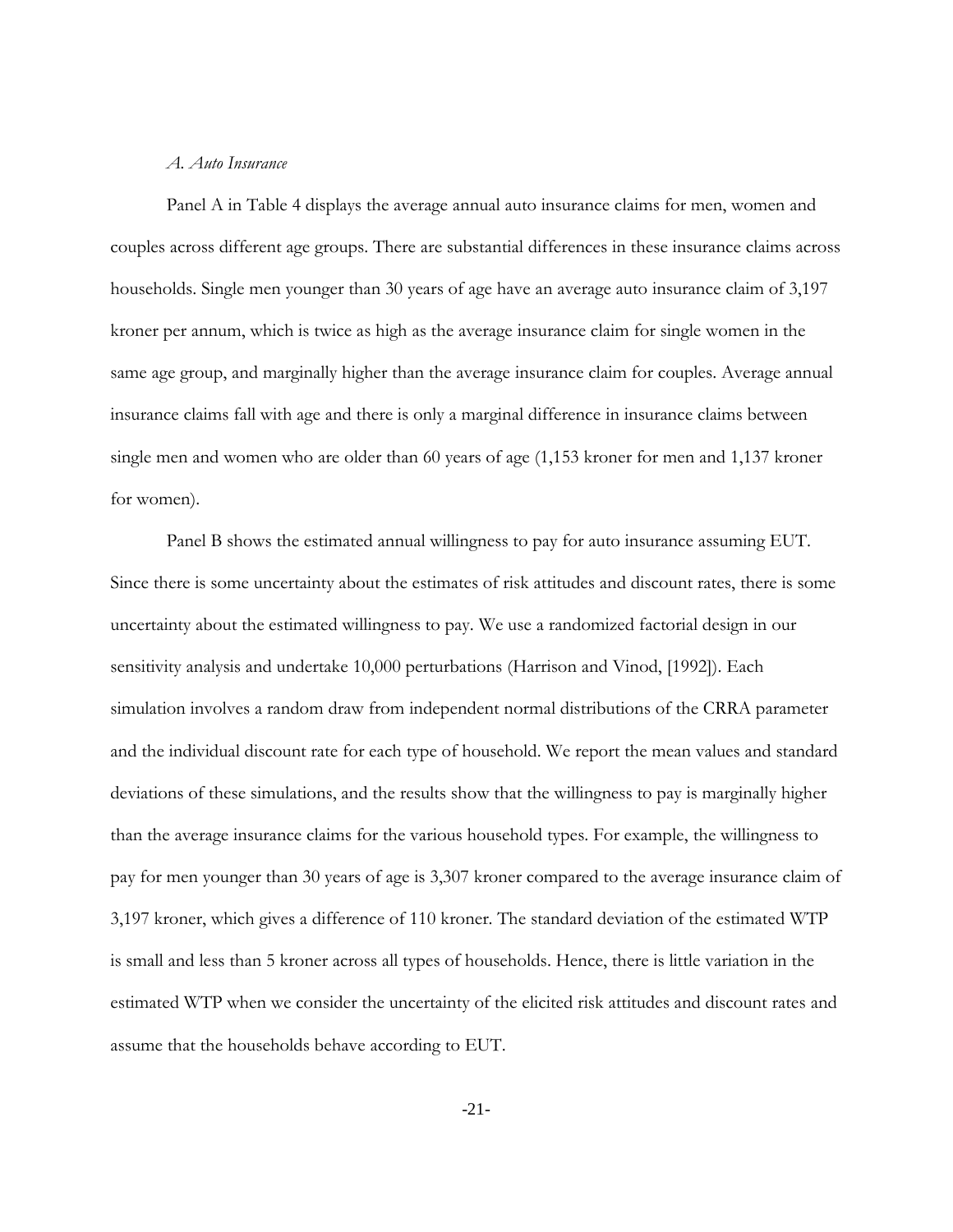*A. Auto Insurance*

Panel A in Table 4 displays the average annual auto insurance claims for men, women and couples across different age groups. There are substantial differences in these insurance claims across households. Single men younger than 30 years of age have an average auto insurance claim of 3,197 kroner per annum, which is twice as high as the average insurance claim for single women in the same age group, and marginally higher than the average insurance claim for couples. Average annual insurance claims fall with age and there is only a marginal difference in insurance claims between single men and women who are older than 60 years of age (1,153 kroner for men and 1,137 kroner for women).

Panel B shows the estimated annual willingness to pay for auto insurance assuming EUT. Since there is some uncertainty about the estimates of risk attitudes and discount rates, there is some uncertainty about the estimated willingness to pay. We use a randomized factorial design in our sensitivity analysis and undertake 10,000 perturbations (Harrison and Vinod, [1992]). Each simulation involves a random draw from independent normal distributions of the CRRA parameter and the individual discount rate for each type of household. We report the mean values and standard deviations of these simulations, and the results show that the willingness to pay is marginally higher than the average insurance claims for the various household types. For example, the willingness to pay for men younger than 30 years of age is 3,307 kroner compared to the average insurance claim of 3,197 kroner, which gives a difference of 110 kroner. The standard deviation of the estimated WTP is small and less than 5 kroner across all types of households. Hence, there is little variation in the estimated WTP when we consider the uncertainty of the elicited risk attitudes and discount rates and assume that the households behave according to EUT.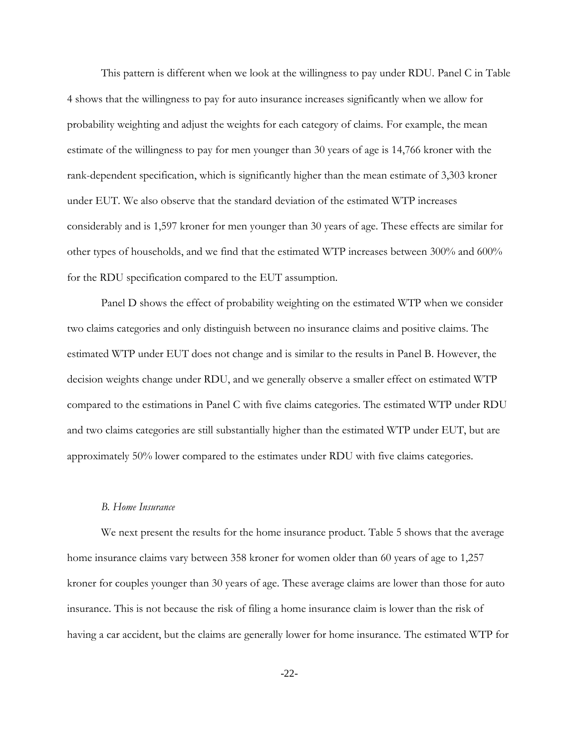This pattern is different when we look at the willingness to pay under RDU. Panel C in Table 4 shows that the willingness to pay for auto insurance increases significantly when we allow for probability weighting and adjust the weights for each category of claims. For example, the mean estimate of the willingness to pay for men younger than 30 years of age is 14,766 kroner with the rank-dependent specification, which is significantly higher than the mean estimate of 3,303 kroner under EUT. We also observe that the standard deviation of the estimated WTP increases considerably and is 1,597 kroner for men younger than 30 years of age. These effects are similar for other types of households, and we find that the estimated WTP increases between 300% and 600% for the RDU specification compared to the EUT assumption.

Panel D shows the effect of probability weighting on the estimated WTP when we consider two claims categories and only distinguish between no insurance claims and positive claims. The estimated WTP under EUT does not change and is similar to the results in Panel B. However, the decision weights change under RDU, and we generally observe a smaller effect on estimated WTP compared to the estimations in Panel C with five claims categories. The estimated WTP under RDU and two claims categories are still substantially higher than the estimated WTP under EUT, but are approximately 50% lower compared to the estimates under RDU with five claims categories.

### *B. Home Insurance*

We next present the results for the home insurance product. Table 5 shows that the average home insurance claims vary between 358 kroner for women older than 60 years of age to 1,257 kroner for couples younger than 30 years of age. These average claims are lower than those for auto insurance. This is not because the risk of filing a home insurance claim is lower than the risk of having a car accident, but the claims are generally lower for home insurance. The estimated WTP for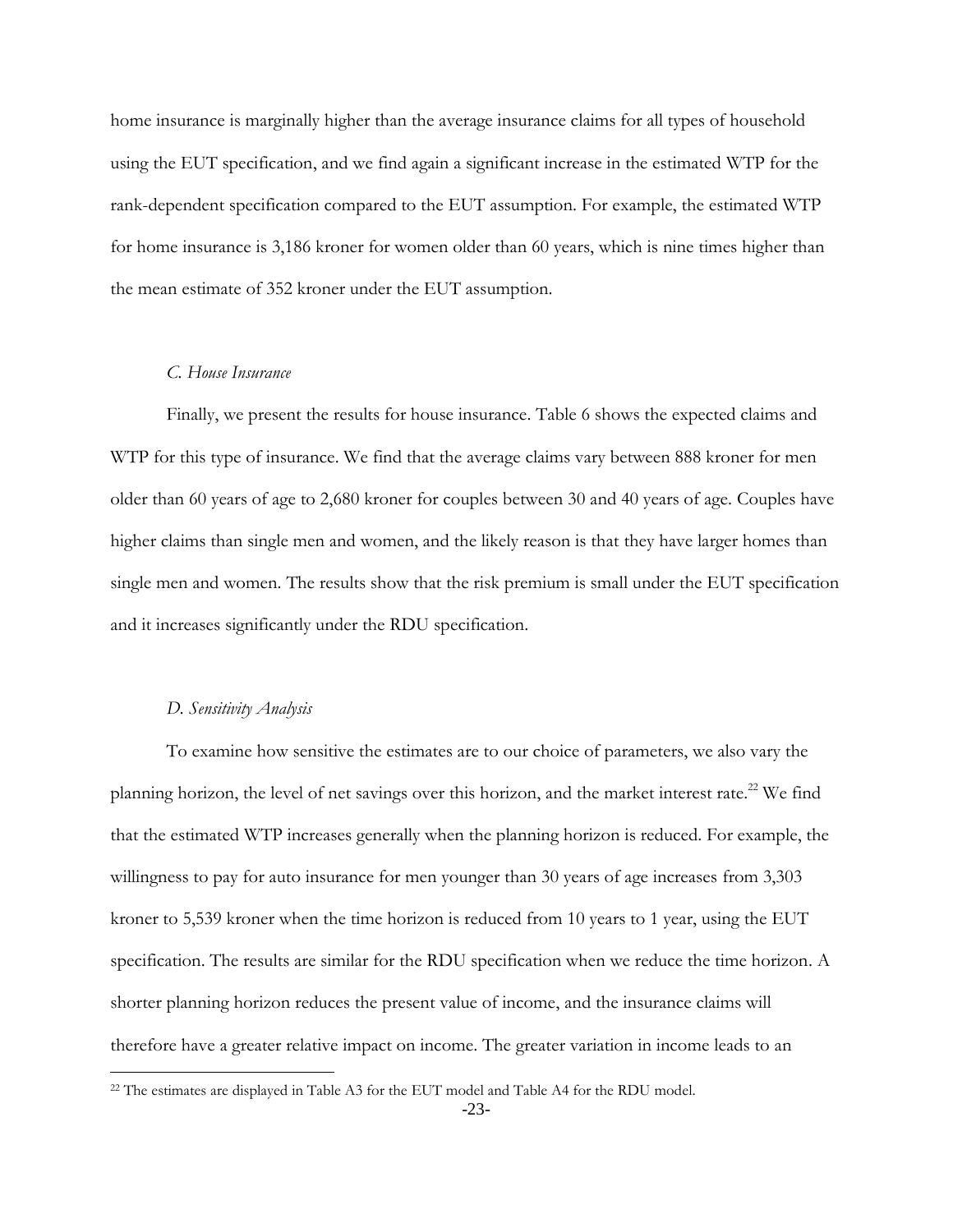home insurance is marginally higher than the average insurance claims for all types of household using the EUT specification, and we find again a significant increase in the estimated WTP for the rank-dependent specification compared to the EUT assumption. For example, the estimated WTP for home insurance is 3,186 kroner for women older than 60 years, which is nine times higher than the mean estimate of 352 kroner under the EUT assumption.

### *C. House Insurance*

Finally, we present the results for house insurance. Table 6 shows the expected claims and WTP for this type of insurance. We find that the average claims vary between 888 kroner for men older than 60 years of age to 2,680 kroner for couples between 30 and 40 years of age. Couples have higher claims than single men and women, and the likely reason is that they have larger homes than single men and women. The results show that the risk premium is small under the EUT specification and it increases significantly under the RDU specification.

### *D. Sensitivity Analysis*

To examine how sensitive the estimates are to our choice of parameters, we also vary the planning horizon, the level of net savings over this horizon, and the market interest rate.[22] We find that the estimated WTP increases generally when the planning horizon is reduced. For example, the willingness to pay for auto insurance for men younger than 30 years of age increases from 3,303 kroner to 5,539 kroner when the time horizon is reduced from 10 years to 1 year, using the EUT specification. The results are similar for the RDU specification when we reduce the time horizon. A shorter planning horizon reduces the present value of income, and the insurance claims will therefore have a greater relative impact on income. The greater variation in income leads to an

[22] The estimates are displayed in Table A3 for the EUT model and Table A4 for the RDU model.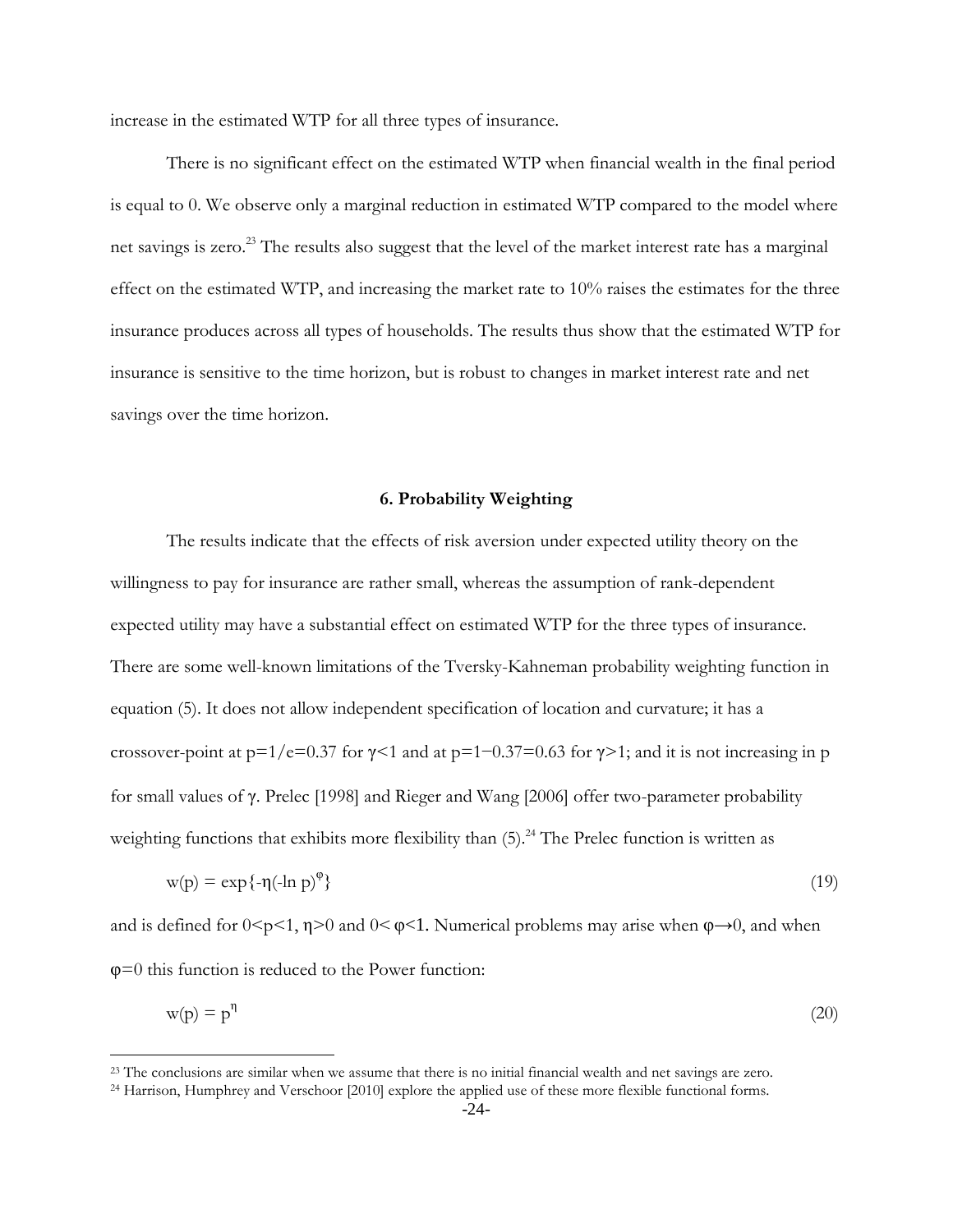increase in the estimated WTP for all three types of insurance.

There is no significant effect on the estimated WTP when financial wealth in the final period is equal to 0. We observe only a marginal reduction in estimated WTP compared to the model where net savings is zero.[23] The results also suggest that the level of the market interest rate has a marginal effect on the estimated WTP, and increasing the market rate to 10% raises the estimates for the three insurance produces across all types of households. The results thus show that the estimated WTP for insurance is sensitive to the time horizon, but is robust to changes in market interest rate and net savings over the time horizon.

### 6. Probability Weighting

The results indicate that the effects of risk aversion under expected utility theory on the willingness to pay for insurance are rather small, whereas the assumption of rank-dependent expected utility may have a substantial effect on estimated WTP for the three types of insurance. There are some well-known limitations of the Tversky-Kahneman probability weighting function in equation (5). It does not allow independent specification of location and curvature; it has a crossover-point at $p=1/e=0.37$ for $\gamma<1$ and at $p=1-0.37=0.63$ for $\gamma>1$; and it is not increasing in p for small values of $\gamma$. Prelec [1998] and Rieger and Wang [2006] offer two-parameter probability weighting functions that exhibits more flexibility than (5).[24] The Prelec function is written as

$$w(p) = \exp\{-\eta(-\ln p)^{\varphi}\} \tag{19}$$

and is defined for $0<p<1$, $\eta>0$ and $0<\varphi<1$. Numerical problems may arise when $\varphi\rightarrow 0$, and when $\varphi=0$ this function is reduced to the Power function:

$$w(p) = p^{\eta} \tag{20}$$

[23] The conclusions are similar when we assume that there is no initial financial wealth and net savings are zero.

[24] Harrison, Humphrey and Verschoor [2010] explore the applied use of these more flexible functional forms.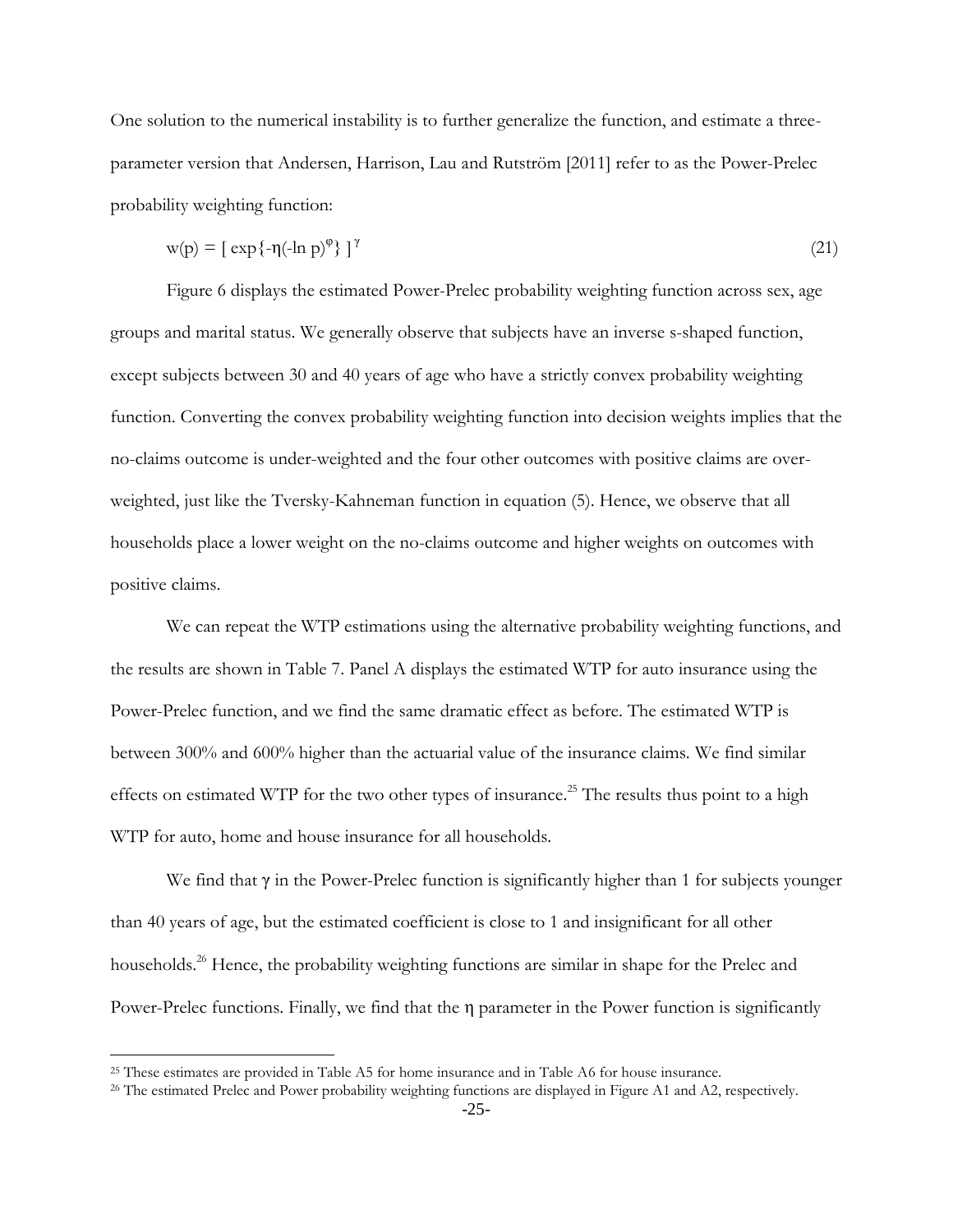One solution to the numerical instability is to further generalize the function, and estimate a three-parameter version that Andersen, Harrison, Lau and Rutström [2011] refer to as the Power-Prelec probability weighting function:

$$w(p) = [\ \exp\{-\eta(-\ln p)^{\varphi}\}\ ]^{\gamma} \tag{21}$$

Figure 6 displays the estimated Power-Prelec probability weighting function across sex, age groups and marital status. We generally observe that subjects have an inverse s-shaped function, except subjects between 30 and 40 years of age who have a strictly convex probability weighting function. Converting the convex probability weighting function into decision weights implies that the no-claims outcome is under-weighted and the four other outcomes with positive claims are over-weighted, just like the Tversky-Kahneman function in equation (5). Hence, we observe that all households place a lower weight on the no-claims outcome and higher weights on outcomes with positive claims.

We can repeat the WTP estimations using the alternative probability weighting functions, and the results are shown in Table 7. Panel A displays the estimated WTP for auto insurance using the Power-Prelec function, and we find the same dramatic effect as before. The estimated WTP is between 300% and 600% higher than the actuarial value of the insurance claims. We find similar effects on estimated WTP for the two other types of insurance.[25] The results thus point to a high WTP for auto, home and house insurance for all households.

We find that $\gamma$ in the Power-Prelec function is significantly higher than 1 for subjects younger than 40 years of age, but the estimated coefficient is close to 1 and insignificant for all other households.[26] Hence, the probability weighting functions are similar in shape for the Prelec and Power-Prelec functions. Finally, we find that the $\eta$ parameter in the Power function is significantly

[25] These estimates are provided in Table A5 for home insurance and in Table A6 for house insurance.

[26] The estimated Prelec and Power probability weighting functions are displayed in Figure A1 and A2, respectively.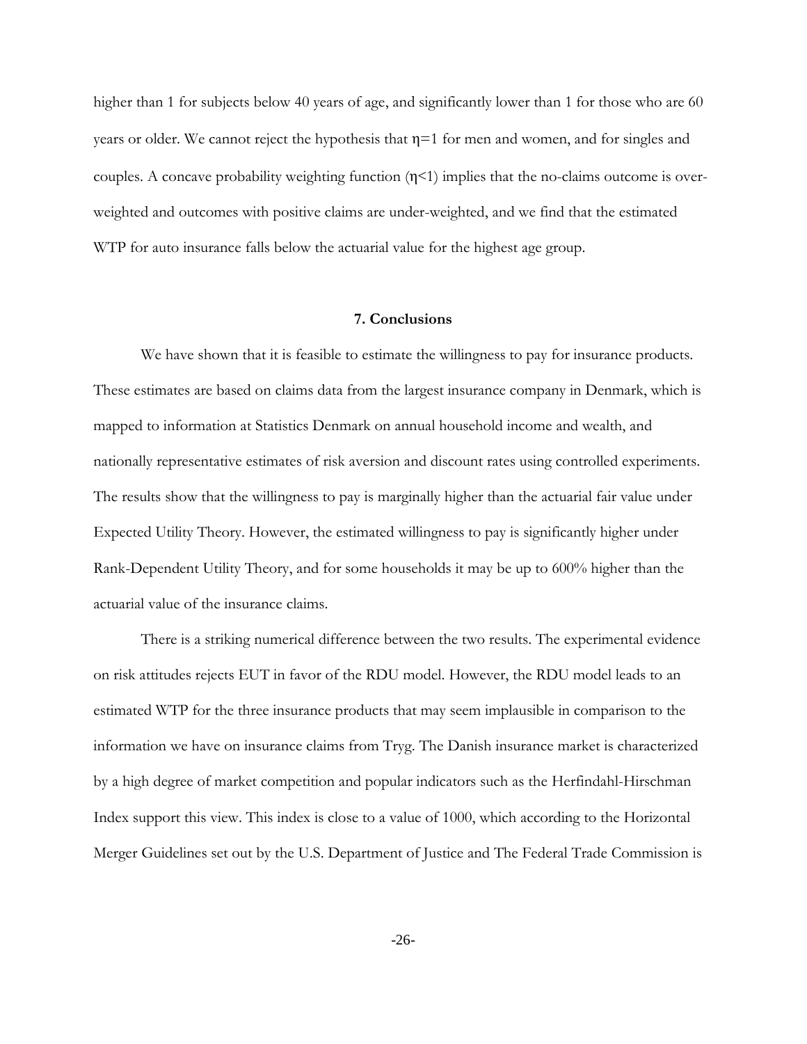higher than 1 for subjects below 40 years of age, and significantly lower than 1 for those who are 60 years or older. We cannot reject the hypothesis that $\eta$=1 for men and women, and for singles and couples. A concave probability weighting function ($\eta$<1) implies that the no-claims outcome is over-weighted and outcomes with positive claims are under-weighted, and we find that the estimated WTP for auto insurance falls below the actuarial value for the highest age group.

## 7. Conclusions

We have shown that it is feasible to estimate the willingness to pay for insurance products. These estimates are based on claims data from the largest insurance company in Denmark, which is mapped to information at Statistics Denmark on annual household income and wealth, and nationally representative estimates of risk aversion and discount rates using controlled experiments. The results show that the willingness to pay is marginally higher than the actuarial fair value under Expected Utility Theory. However, the estimated willingness to pay is significantly higher under Rank-Dependent Utility Theory, and for some households it may be up to 600% higher than the actuarial value of the insurance claims.

There is a striking numerical difference between the two results. The experimental evidence on risk attitudes rejects EUT in favor of the RDU model. However, the RDU model leads to an estimated WTP for the three insurance products that may seem implausible in comparison to the information we have on insurance claims from Tryg. The Danish insurance market is characterized by a high degree of market competition and popular indicators such as the Herfindahl-Hirschman Index support this view. This index is close to a value of 1000, which according to the Horizontal Merger Guidelines set out by the U.S. Department of Justice and The Federal Trade Commission is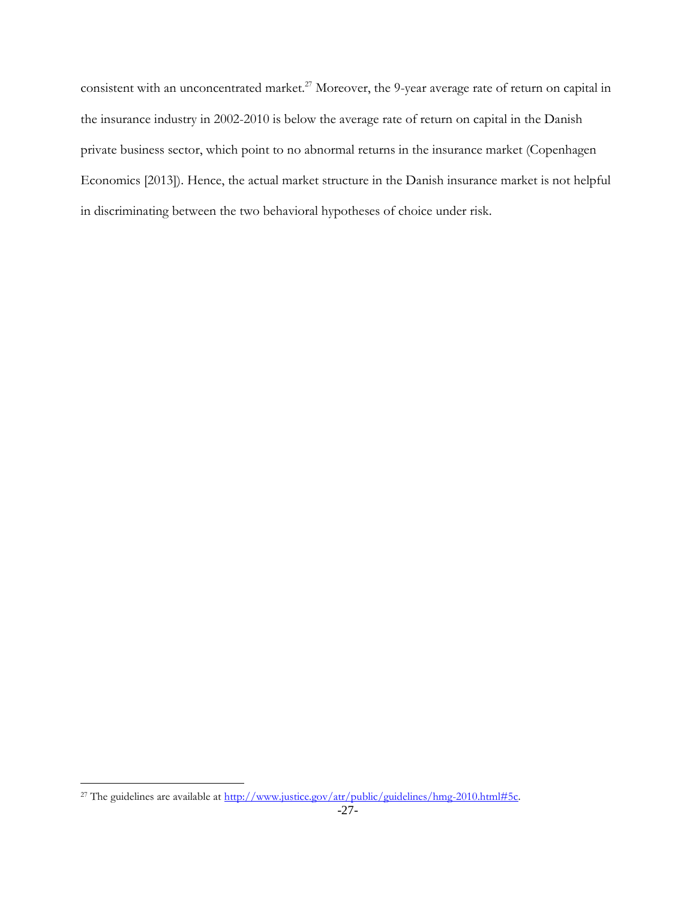consistent with an unconcentrated market.[27] Moreover, the 9-year average rate of return on capital in the insurance industry in 2002-2010 is below the average rate of return on capital in the Danish private business sector, which point to no abnormal returns in the insurance market (Copenhagen Economics [2013]). Hence, the actual market structure in the Danish insurance market is not helpful in discriminating between the two behavioral hypotheses of choice under risk.

---

[27] The guidelines are available at http://www.justice.gov/atr/public/guidelines/hmg-2010.html#5c.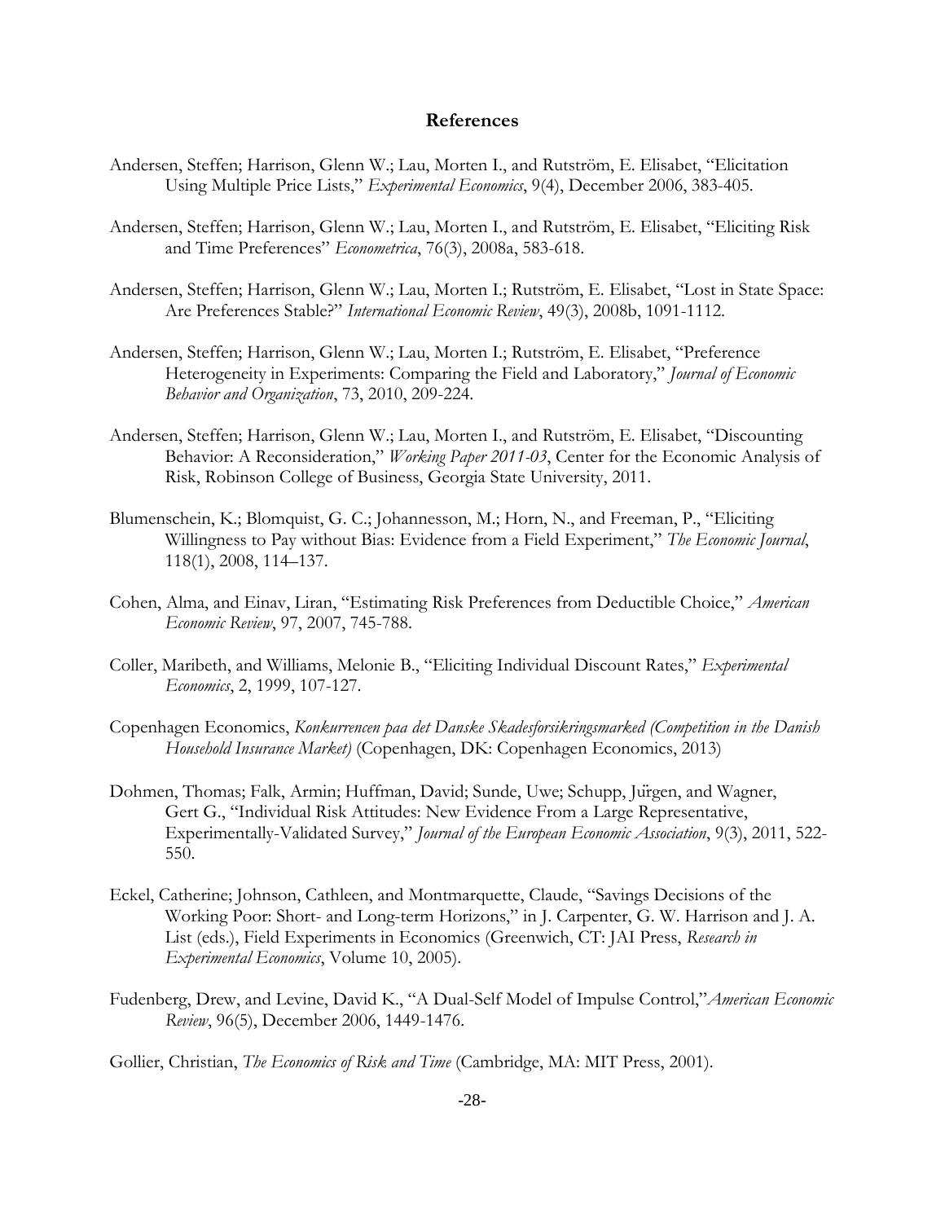## References

Andersen, Steffen; Harrison, Glenn W.; Lau, Morten I., and Rutström, E. Elisabet, "Elicitation Using Multiple Price Lists," *Experimental Economics*, 9(4), December 2006, 383-405.

Andersen, Steffen; Harrison, Glenn W.; Lau, Morten I., and Rutström, E. Elisabet, "Eliciting Risk and Time Preferences" *Econometrica*, 76(3), 2008a, 583-618.

Andersen, Steffen; Harrison, Glenn W.; Lau, Morten I.; Rutström, E. Elisabet, "Lost in State Space: Are Preferences Stable?" *International Economic Review*, 49(3), 2008b, 1091-1112.

Andersen, Steffen; Harrison, Glenn W.; Lau, Morten I.; Rutström, E. Elisabet, "Preference Heterogeneity in Experiments: Comparing the Field and Laboratory," *Journal of Economic Behavior and Organization*, 73, 2010, 209-224.

Andersen, Steffen; Harrison, Glenn W.; Lau, Morten I., and Rutström, E. Elisabet, "Discounting Behavior: A Reconsideration," *Working Paper 2011-03*, Center for the Economic Analysis of Risk, Robinson College of Business, Georgia State University, 2011.

Blumenschein, K.; Blomquist, G. C.; Johannesson, M.; Horn, N., and Freeman, P., "Eliciting Willingness to Pay without Bias: Evidence from a Field Experiment," *The Economic Journal*, 118(1), 2008, 114–137.

Cohen, Alma, and Einav, Liran, "Estimating Risk Preferences from Deductible Choice," *American Economic Review*, 97, 2007, 745-788.

Coller, Maribeth, and Williams, Melonie B., "Eliciting Individual Discount Rates," *Experimental Economics*, 2, 1999, 107-127.

Copenhagen Economics, *Konkurrencen paa det Danske Skadesforsikringsmarked (Competition in the Danish Household Insurance Market)* (Copenhagen, DK: Copenhagen Economics, 2013)

Dohmen, Thomas; Falk, Armin; Huffman, David; Sunde, Uwe; Schupp, Jürgen, and Wagner, Gert G., "Individual Risk Attitudes: New Evidence From a Large Representative, Experimentally-Validated Survey," *Journal of the European Economic Association*, 9(3), 2011, 522-550.

Eckel, Catherine; Johnson, Cathleen, and Montmarquette, Claude, "Savings Decisions of the Working Poor: Short- and Long-term Horizons," in J. Carpenter, G. W. Harrison and J. A. List (eds.), Field Experiments in Economics (Greenwich, CT: JAI Press, *Research in Experimental Economics*, Volume 10, 2005).

Fudenberg, Drew, and Levine, David K., "A Dual-Self Model of Impulse Control,"*American Economic Review*, 96(5), December 2006, 1449-1476.

Gollier, Christian, *The Economics of Risk and Time* (Cambridge, MA: MIT Press, 2001).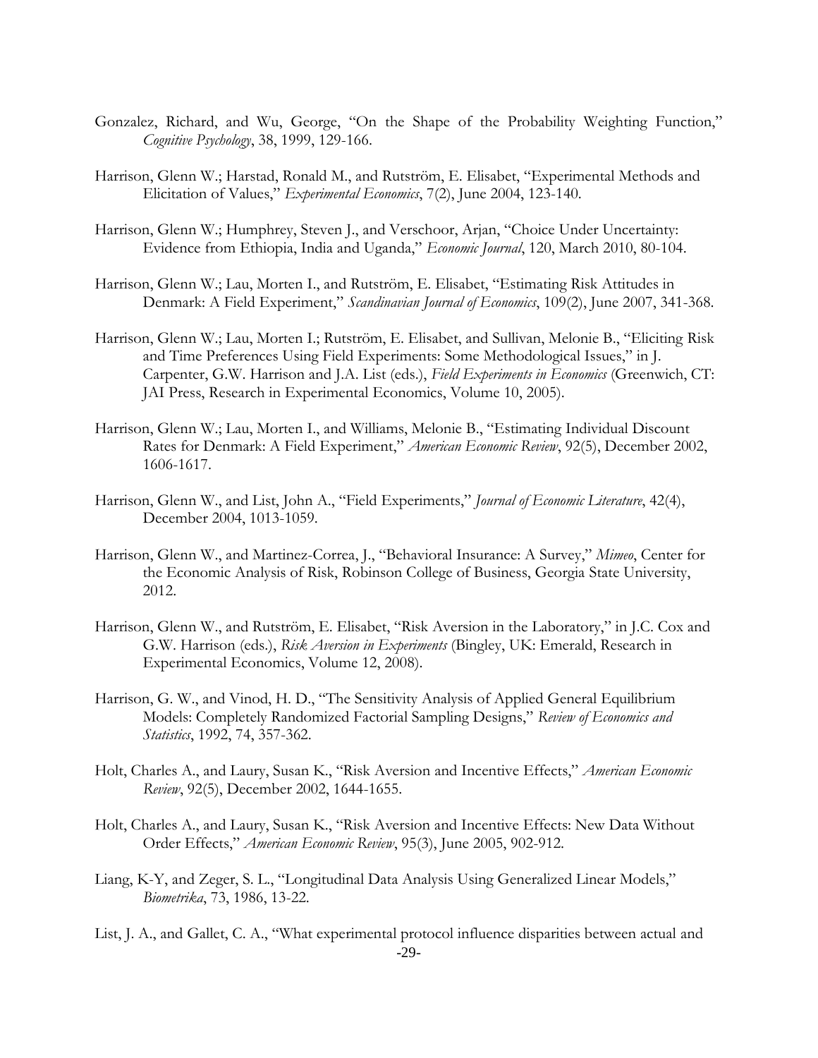Gonzalez, Richard, and Wu, George, "On the Shape of the Probability Weighting Function," *Cognitive Psychology*, 38, 1999, 129-166.

Harrison, Glenn W.; Harstad, Ronald M., and Rutström, E. Elisabet, "Experimental Methods and Elicitation of Values," *Experimental Economics*, 7(2), June 2004, 123-140.

Harrison, Glenn W.; Humphrey, Steven J., and Verschoor, Arjan, "Choice Under Uncertainty: Evidence from Ethiopia, India and Uganda," *Economic Journal*, 120, March 2010, 80-104.

Harrison, Glenn W.; Lau, Morten I., and Rutström, E. Elisabet, "Estimating Risk Attitudes in Denmark: A Field Experiment," *Scandinavian Journal of Economics*, 109(2), June 2007, 341-368.

Harrison, Glenn W.; Lau, Morten I.; Rutström, E. Elisabet, and Sullivan, Melonie B., "Eliciting Risk and Time Preferences Using Field Experiments: Some Methodological Issues," in J. Carpenter, G.W. Harrison and J.A. List (eds.), *Field Experiments in Economics* (Greenwich, CT: JAI Press, Research in Experimental Economics, Volume 10, 2005).

Harrison, Glenn W.; Lau, Morten I., and Williams, Melonie B., "Estimating Individual Discount Rates for Denmark: A Field Experiment," *American Economic Review*, 92(5), December 2002, 1606-1617.

Harrison, Glenn W., and List, John A., "Field Experiments," *Journal of Economic Literature*, 42(4), December 2004, 1013-1059.

Harrison, Glenn W., and Martinez-Correa, J., "Behavioral Insurance: A Survey," *Mimeo*, Center for the Economic Analysis of Risk, Robinson College of Business, Georgia State University, 2012.

Harrison, Glenn W., and Rutström, E. Elisabet, "Risk Aversion in the Laboratory," in J.C. Cox and G.W. Harrison (eds.), *Risk Aversion in Experiments* (Bingley, UK: Emerald, Research in Experimental Economics, Volume 12, 2008).

Harrison, G. W., and Vinod, H. D., "The Sensitivity Analysis of Applied General Equilibrium Models: Completely Randomized Factorial Sampling Designs," *Review of Economics and Statistics*, 1992, 74, 357-362.

Holt, Charles A., and Laury, Susan K., "Risk Aversion and Incentive Effects," *American Economic Review*, 92(5), December 2002, 1644-1655.

Holt, Charles A., and Laury, Susan K., "Risk Aversion and Incentive Effects: New Data Without Order Effects," *American Economic Review*, 95(3), June 2005, 902-912.

Liang, K-Y, and Zeger, S. L., "Longitudinal Data Analysis Using Generalized Linear Models," *Biometrika*, 73, 1986, 13-22.

List, J. A., and Gallet, C. A., "What experimental protocol influence disparities between actual and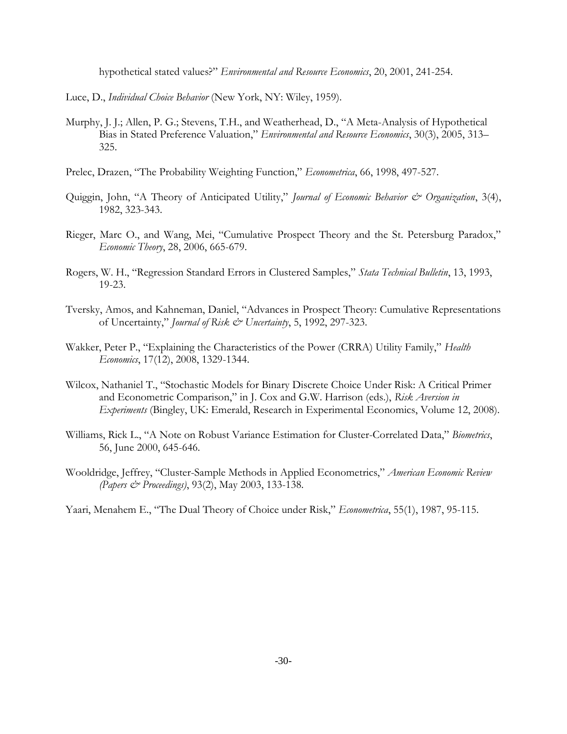hypothetical stated values?" *Environmental and Resource Economics*, 20, 2001, 241-254.

Luce, D., *Individual Choice Behavior* (New York, NY: Wiley, 1959).

Murphy, J. J.; Allen, P. G.; Stevens, T.H., and Weatherhead, D., "A Meta-Analysis of Hypothetical Bias in Stated Preference Valuation," *Environmental and Resource Economics*, 30(3), 2005, 313–325.

Prelec, Drazen, "The Probability Weighting Function," *Econometrica*, 66, 1998, 497-527.

Quiggin, John, "A Theory of Anticipated Utility," *Journal of Economic Behavior & Organization*, 3(4), 1982, 323-343.

Rieger, Marc O., and Wang, Mei, "Cumulative Prospect Theory and the St. Petersburg Paradox," *Economic Theory*, 28, 2006, 665-679.

Rogers, W. H., "Regression Standard Errors in Clustered Samples," *Stata Technical Bulletin*, 13, 1993, 19-23.

Tversky, Amos, and Kahneman, Daniel, "Advances in Prospect Theory: Cumulative Representations of Uncertainty," *Journal of Risk & Uncertainty*, 5, 1992, 297-323.

Wakker, Peter P., "Explaining the Characteristics of the Power (CRRA) Utility Family," *Health Economics*, 17(12), 2008, 1329-1344.

Wilcox, Nathaniel T., "Stochastic Models for Binary Discrete Choice Under Risk: A Critical Primer and Econometric Comparison," in J. Cox and G.W. Harrison (eds.), *Risk Aversion in Experiments* (Bingley, UK: Emerald, Research in Experimental Economics, Volume 12, 2008).

Williams, Rick L., "A Note on Robust Variance Estimation for Cluster-Correlated Data," *Biometrics*, 56, June 2000, 645-646.

Wooldridge, Jeffrey, "Cluster-Sample Methods in Applied Econometrics," *American Economic Review (Papers & Proceedings)*, 93(2), May 2003, 133-138.

Yaari, Menahem E., "The Dual Theory of Choice under Risk," *Econometrica*, 55(1), 1987, 95-115.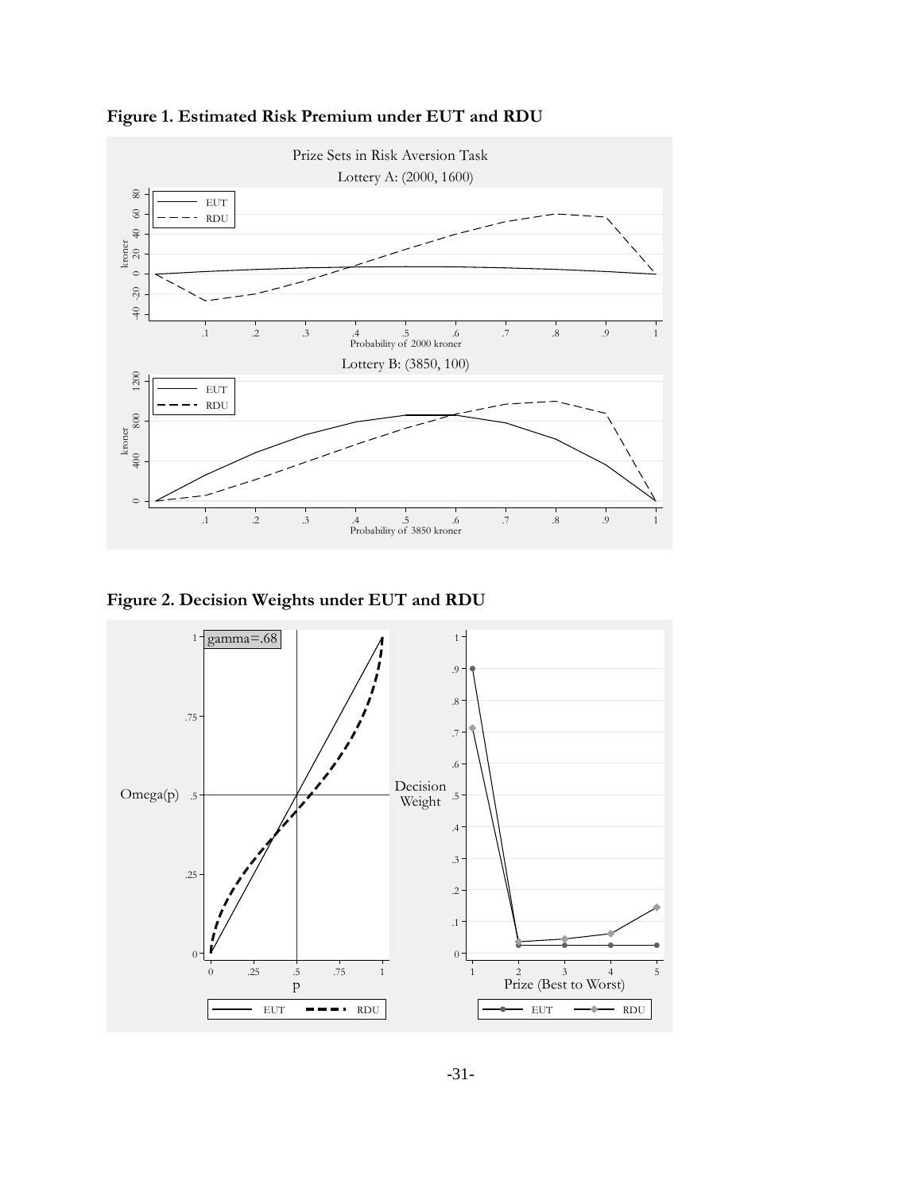**Figure 1. Estimated Risk Premium under EUT and RDU**

**Figure 2. Decision Weights under EUT and RDU**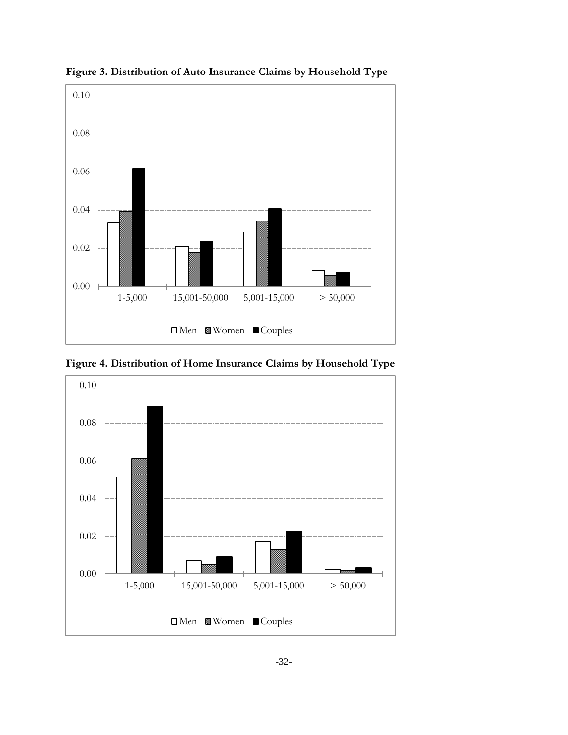**Figure 3. Distribution of Auto Insurance Claims by Household Type**

**Figure 4. Distribution of Home Insurance Claims by Household Type**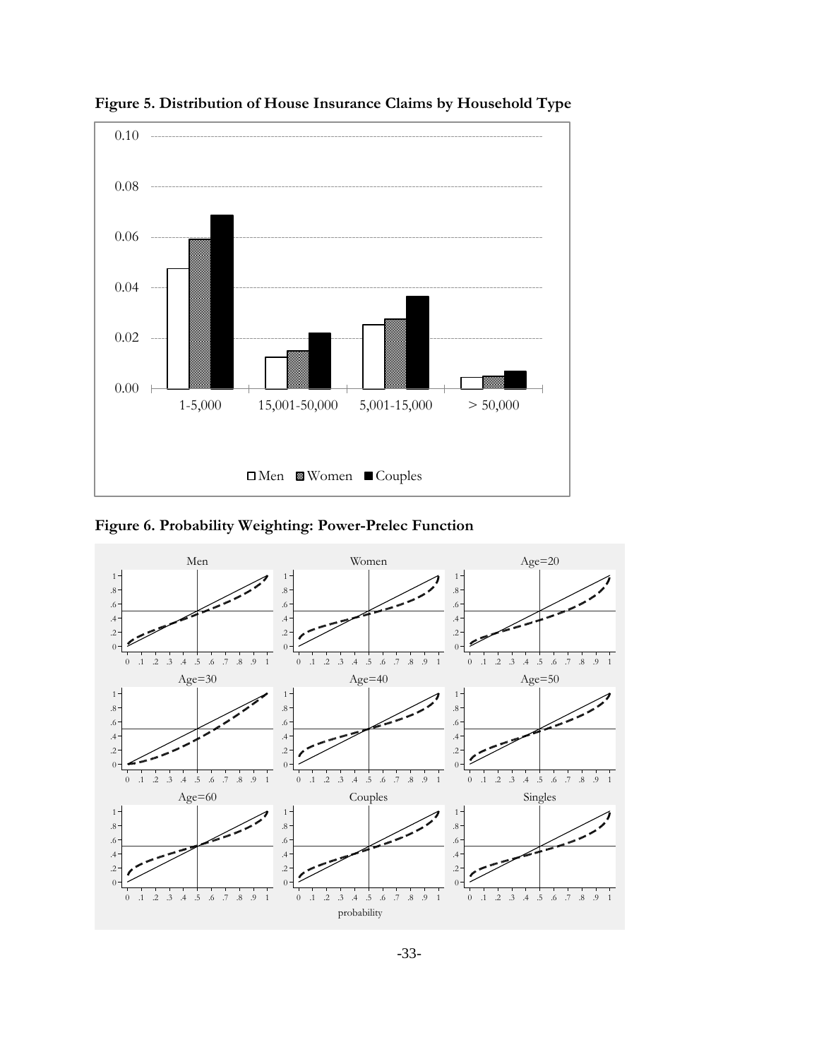**Figure 5. Distribution of House Insurance Claims by Household Type**

**Figure 6. Probability Weighting: Power-Prelec Function**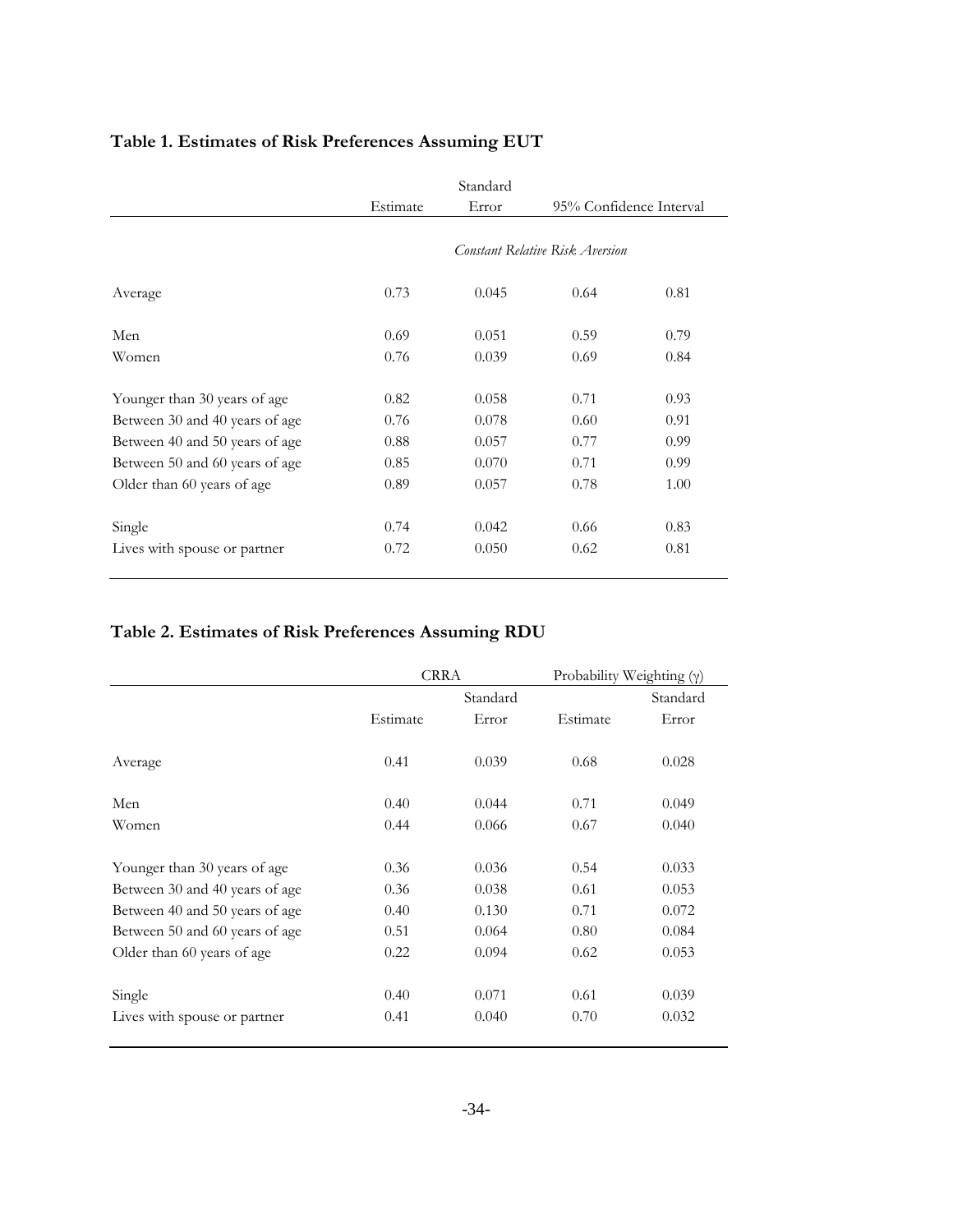**Table 1. Estimates of Risk Preferences Assuming EUT**

| | Estimate | Standard Error | 95% Confidence Interval | |
|---|---|---|---|---|
| | | *Constant Relative Risk Aversion* | | |
| Average | 0.73 | 0.045 | 0.64 | 0.81 |
| Men | 0.69 | 0.051 | 0.59 | 0.79 |
| Women | 0.76 | 0.039 | 0.69 | 0.84 |
| Younger than 30 years of age | 0.82 | 0.058 | 0.71 | 0.93 |
| Between 30 and 40 years of age | 0.76 | 0.078 | 0.60 | 0.91 |
| Between 40 and 50 years of age | 0.88 | 0.057 | 0.77 | 0.99 |
| Between 50 and 60 years of age | 0.85 | 0.070 | 0.71 | 0.99 |
| Older than 60 years of age | 0.89 | 0.057 | 0.78 | 1.00 |
| Single | 0.74 | 0.042 | 0.66 | 0.83 |
| Lives with spouse or partner | 0.72 | 0.050 | 0.62 | 0.81 |

**Table 2. Estimates of Risk Preferences Assuming RDU**

| | CRRA | | Probability Weighting ($\gamma$) | |
|---|---|---|---|---|
| | Estimate | Standard Error | Estimate | Standard Error |
| Average | 0.41 | 0.039 | 0.68 | 0.028 |
| Men | 0.40 | 0.044 | 0.71 | 0.049 |
| Women | 0.44 | 0.066 | 0.67 | 0.040 |
| Younger than 30 years of age | 0.36 | 0.036 | 0.54 | 0.033 |
| Between 30 and 40 years of age | 0.36 | 0.038 | 0.61 | 0.053 |
| Between 40 and 50 years of age | 0.40 | 0.130 | 0.71 | 0.072 |
| Between 50 and 60 years of age | 0.51 | 0.064 | 0.80 | 0.084 |
| Older than 60 years of age | 0.22 | 0.094 | 0.62 | 0.053 |
| Single | 0.40 | 0.071 | 0.61 | 0.039 |
| Lives with spouse or partner | 0.41 | 0.040 | 0.70 | 0.032 |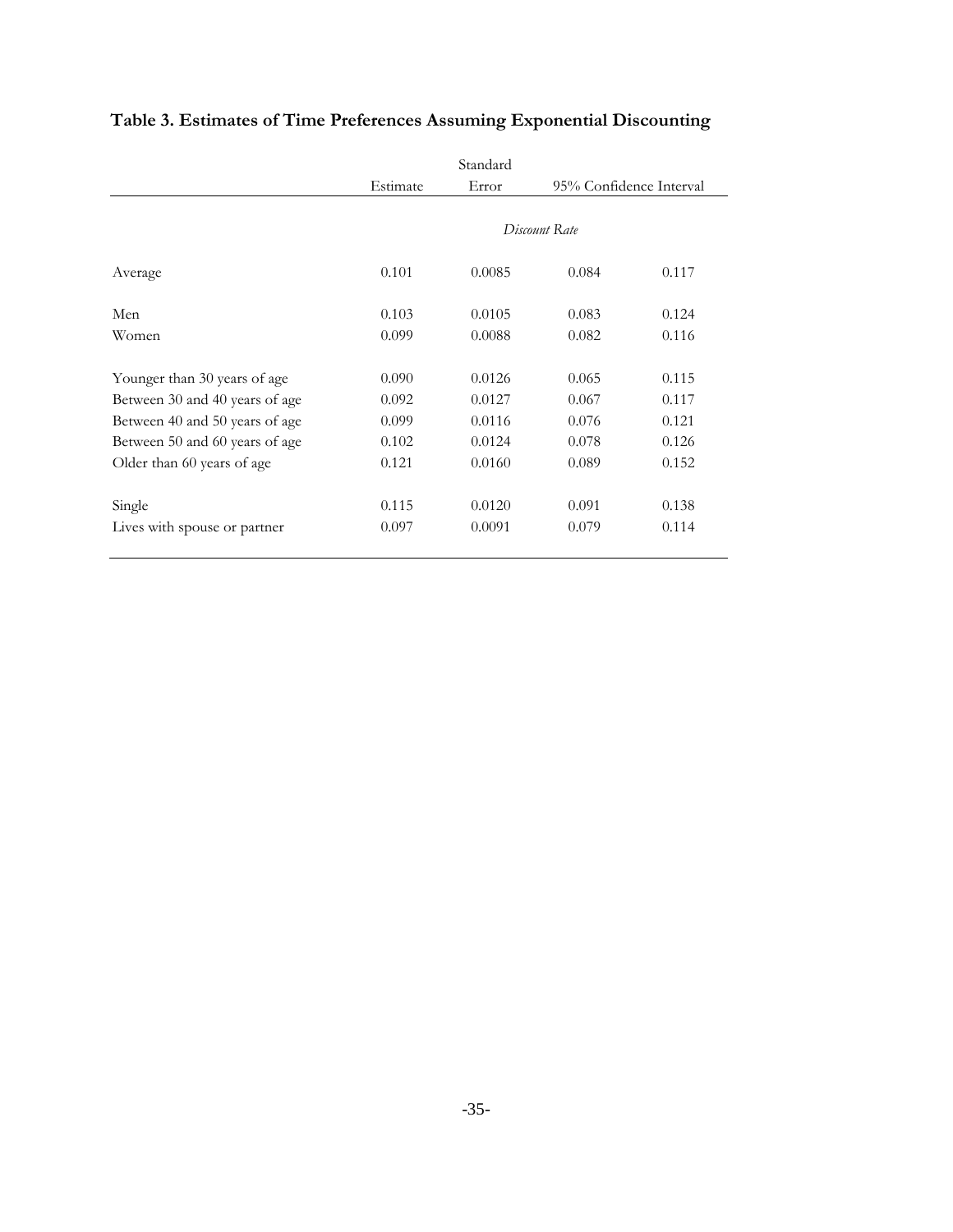**Table 3. Estimates of Time Preferences Assuming Exponential Discounting**

| | Estimate | Standard Error | 95% Confidence Interval | |
|---|---|---|---|---|
| | | *Discount Rate* | | |
| Average | 0.101 | 0.0085 | 0.084 | 0.117 |
| Men | 0.103 | 0.0105 | 0.083 | 0.124 |
| Women | 0.099 | 0.0088 | 0.082 | 0.116 |
| Younger than 30 years of age | 0.090 | 0.0126 | 0.065 | 0.115 |
| Between 30 and 40 years of age | 0.092 | 0.0127 | 0.067 | 0.117 |
| Between 40 and 50 years of age | 0.099 | 0.0116 | 0.076 | 0.121 |
| Between 50 and 60 years of age | 0.102 | 0.0124 | 0.078 | 0.126 |
| Older than 60 years of age | 0.121 | 0.0160 | 0.089 | 0.152 |
| Single | 0.115 | 0.0120 | 0.091 | 0.138 |
| Lives with spouse or partner | 0.097 | 0.0091 | 0.079 | 0.114 |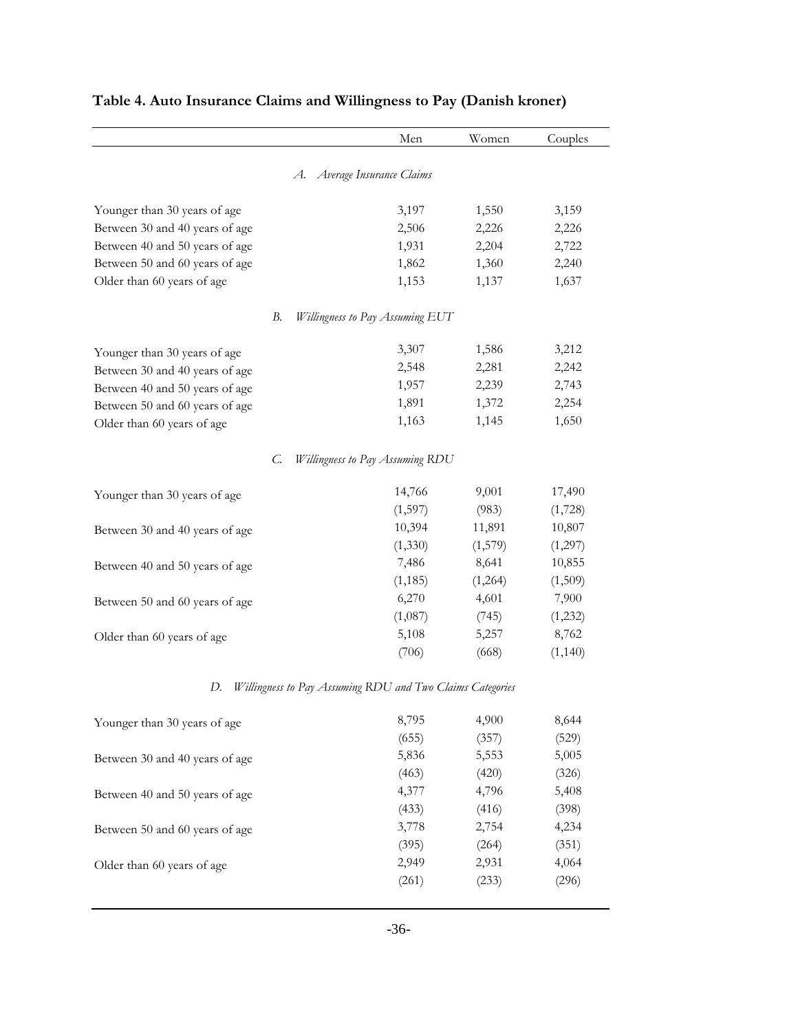## Table 4. Auto Insurance Claims and Willingness to Pay (Danish kroner)

| | Men | Women | Couples |
|---|---|---|---|
| *A. Average Insurance Claims* | | | |
| Younger than 30 years of age | 3,197 | 1,550 | 3,159 |
| Between 30 and 40 years of age | 2,506 | 2,226 | 2,226 |
| Between 40 and 50 years of age | 1,931 | 2,204 | 2,722 |
| Between 50 and 60 years of age | 1,862 | 1,360 | 2,240 |
| Older than 60 years of age | 1,153 | 1,137 | 1,637 |
| *B. Willingness to Pay Assuming EUT* | | | |
| Younger than 30 years of age | 3,307 | 1,586 | 3,212 |
| Between 30 and 40 years of age | 2,548 | 2,281 | 2,242 |
| Between 40 and 50 years of age | 1,957 | 2,239 | 2,743 |
| Between 50 and 60 years of age | 1,891 | 1,372 | 2,254 |
| Older than 60 years of age | 1,163 | 1,145 | 1,650 |
| *C. Willingness to Pay Assuming RDU* | | | |
| Younger than 30 years of age | 14,766 | 9,001 | 17,490 |
| | (1,597) | (983) | (1,728) |
| Between 30 and 40 years of age | 10,394 | 11,891 | 10,807 |
| | (1,330) | (1,579) | (1,297) |
| Between 40 and 50 years of age | 7,486 | 8,641 | 10,855 |
| | (1,185) | (1,264) | (1,509) |
| Between 50 and 60 years of age | 6,270 | 4,601 | 7,900 |
| | (1,087) | (745) | (1,232) |
| Older than 60 years of age | 5,108 | 5,257 | 8,762 |
| | (706) | (668) | (1,140) |
| *D. Willingness to Pay Assuming RDU and Two Claims Categories* | | | |
| Younger than 30 years of age | 8,795 | 4,900 | 8,644 |
| | (655) | (357) | (529) |
| Between 30 and 40 years of age | 5,836 | 5,553 | 5,005 |
| | (463) | (420) | (326) |
| Between 40 and 50 years of age | 4,377 | 4,796 | 5,408 |
| | (433) | (416) | (398) |
| Between 50 and 60 years of age | 3,778 | 2,754 | 4,234 |
| | (395) | (264) | (351) |
| Older than 60 years of age | 2,949 | 2,931 | 4,064 |
| | (261) | (233) | (296) |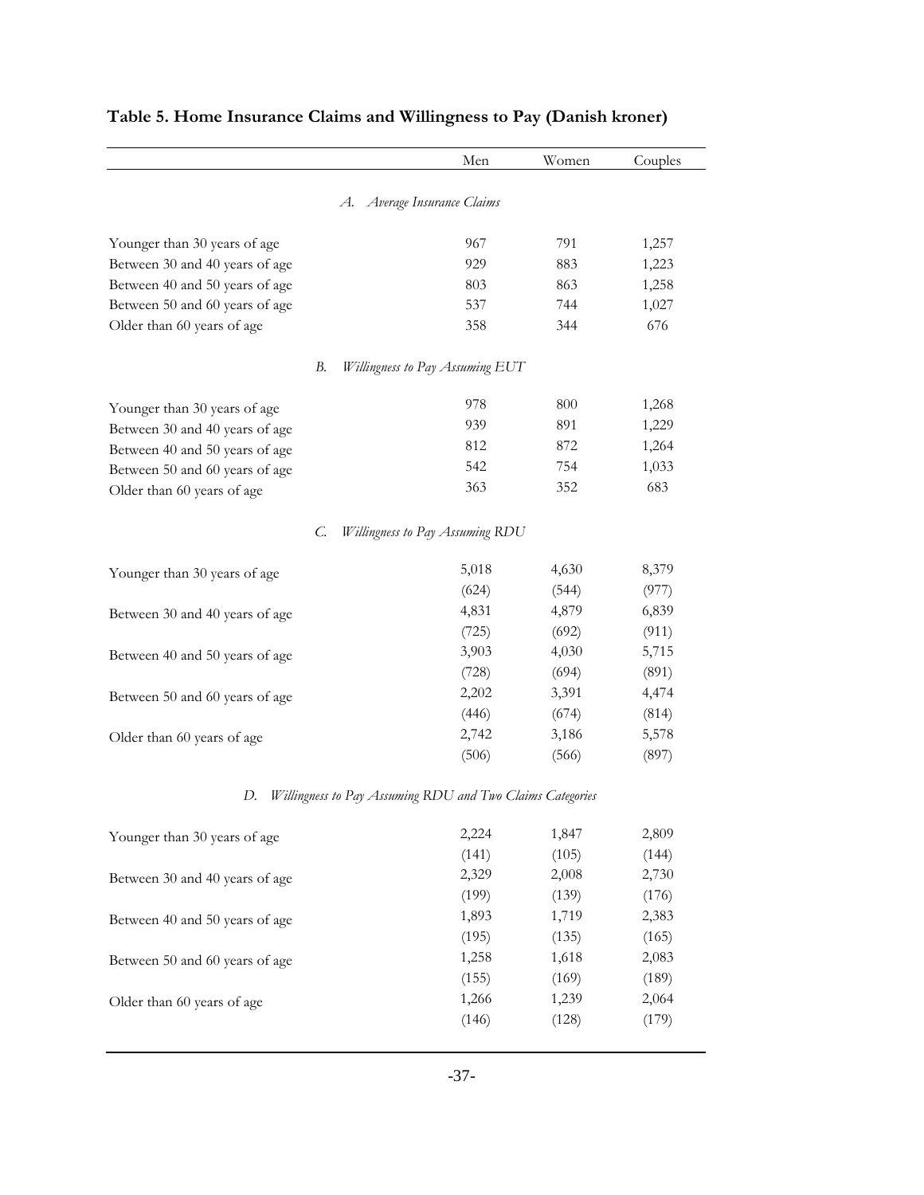**Table 5. Home Insurance Claims and Willingness to Pay (Danish kroner)**

| | Men | Women | Couples |
|---|---|---|---|
| | *A. Average Insurance Claims* | | |
| Younger than 30 years of age | 967 | 791 | 1,257 |
| Between 30 and 40 years of age | 929 | 883 | 1,223 |
| Between 40 and 50 years of age | 803 | 863 | 1,258 |
| Between 50 and 60 years of age | 537 | 744 | 1,027 |
| Older than 60 years of age | 358 | 344 | 676 |
| | *B. Willingness to Pay Assuming EUT* | | |
| Younger than 30 years of age | 978 | 800 | 1,268 |
| Between 30 and 40 years of age | 939 | 891 | 1,229 |
| Between 40 and 50 years of age | 812 | 872 | 1,264 |
| Between 50 and 60 years of age | 542 | 754 | 1,033 |
| Older than 60 years of age | 363 | 352 | 683 |
| | *C. Willingness to Pay Assuming RDU* | | |
| Younger than 30 years of age | 5,018 | 4,630 | 8,379 |
| | (624) | (544) | (977) |
| Between 30 and 40 years of age | 4,831 | 4,879 | 6,839 |
| | (725) | (692) | (911) |
| Between 40 and 50 years of age | 3,903 | 4,030 | 5,715 |
| | (728) | (694) | (891) |
| Between 50 and 60 years of age | 2,202 | 3,391 | 4,474 |
| | (446) | (674) | (814) |
| Older than 60 years of age | 2,742 | 3,186 | 5,578 |
| | (506) | (566) | (897) |
| | *D. Willingness to Pay Assuming RDU and Two Claims Categories* | | |
| Younger than 30 years of age | 2,224 | 1,847 | 2,809 |
| | (141) | (105) | (144) |
| Between 30 and 40 years of age | 2,329 | 2,008 | 2,730 |
| | (199) | (139) | (176) |
| Between 40 and 50 years of age | 1,893 | 1,719 | 2,383 |
| | (195) | (135) | (165) |
| Between 50 and 60 years of age | 1,258 | 1,618 | 2,083 |
| | (155) | (169) | (189) |
| Older than 60 years of age | 1,266 | 1,239 | 2,064 |
| | (146) | (128) | (179) |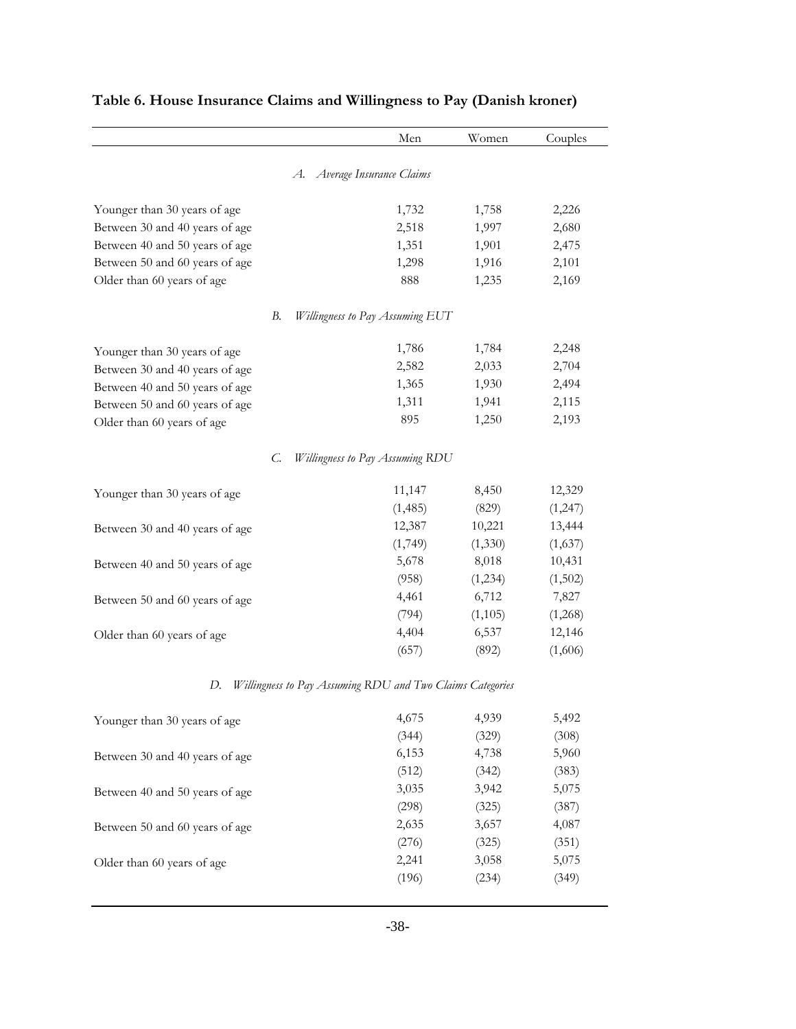**Table 6. House Insurance Claims and Willingness to Pay (Danish kroner)**

| | Men | Women | Couples |
|---|---|---|---|
| *A. Average Insurance Claims* | | | |
| Younger than 30 years of age | 1,732 | 1,758 | 2,226 |
| Between 30 and 40 years of age | 2,518 | 1,997 | 2,680 |
| Between 40 and 50 years of age | 1,351 | 1,901 | 2,475 |
| Between 50 and 60 years of age | 1,298 | 1,916 | 2,101 |
| Older than 60 years of age | 888 | 1,235 | 2,169 |
| *B. Willingness to Pay Assuming EUT* | | | |
| Younger than 30 years of age | 1,786 | 1,784 | 2,248 |
| Between 30 and 40 years of age | 2,582 | 2,033 | 2,704 |
| Between 40 and 50 years of age | 1,365 | 1,930 | 2,494 |
| Between 50 and 60 years of age | 1,311 | 1,941 | 2,115 |
| Older than 60 years of age | 895 | 1,250 | 2,193 |
| *C. Willingness to Pay Assuming RDU* | | | |
| Younger than 30 years of age | 11,147 | 8,450 | 12,329 |
| | (1,485) | (829) | (1,247) |
| Between 30 and 40 years of age | 12,387 | 10,221 | 13,444 |
| | (1,749) | (1,330) | (1,637) |
| Between 40 and 50 years of age | 5,678 | 8,018 | 10,431 |
| | (958) | (1,234) | (1,502) |
| Between 50 and 60 years of age | 4,461 | 6,712 | 7,827 |
| | (794) | (1,105) | (1,268) |
| Older than 60 years of age | 4,404 | 6,537 | 12,146 |
| | (657) | (892) | (1,606) |
| *D. Willingness to Pay Assuming RDU and Two Claims Categories* | | | |
| Younger than 30 years of age | 4,675 | 4,939 | 5,492 |
| | (344) | (329) | (308) |
| Between 30 and 40 years of age | 6,153 | 4,738 | 5,960 |
| | (512) | (342) | (383) |
| Between 40 and 50 years of age | 3,035 | 3,942 | 5,075 |
| | (298) | (325) | (387) |
| Between 50 and 60 years of age | 2,635 | 3,657 | 4,087 |
| | (276) | (325) | (351) |
| Older than 60 years of age | 2,241 | 3,058 | 5,075 |
| | (196) | (234) | (349) |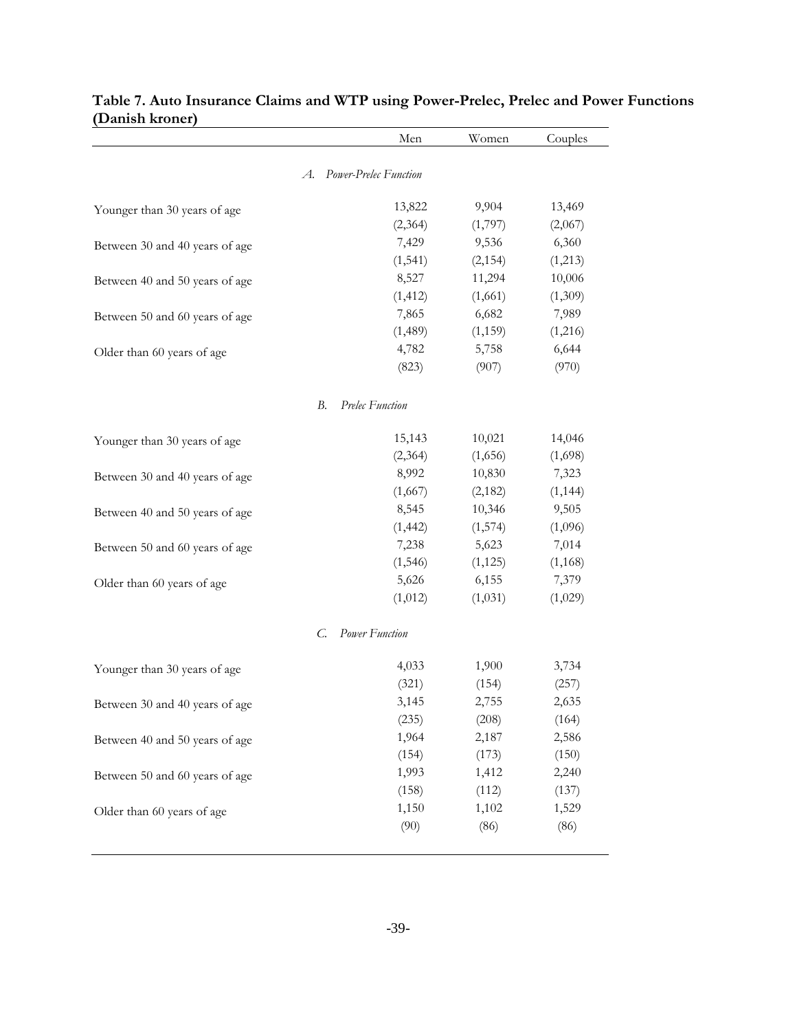**Table 7. Auto Insurance Claims and WTP using Power-Prelec, Prelec and Power Functions (Danish kroner)**

| | Men | Women | Couples |
|---|---|---|---|
| *A. Power-Prelec Function* | | | |
| Younger than 30 years of age | 13,822 | 9,904 | 13,469 |
| | (2,364) | (1,797) | (2,067) |
| Between 30 and 40 years of age | 7,429 | 9,536 | 6,360 |
| | (1,541) | (2,154) | (1,213) |
| Between 40 and 50 years of age | 8,527 | 11,294 | 10,006 |
| | (1,412) | (1,661) | (1,309) |
| Between 50 and 60 years of age | 7,865 | 6,682 | 7,989 |
| | (1,489) | (1,159) | (1,216) |
| Older than 60 years of age | 4,782 | 5,758 | 6,644 |
| | (823) | (907) | (970) |
| *B. Prelec Function* | | | |
| Younger than 30 years of age | 15,143 | 10,021 | 14,046 |
| | (2,364) | (1,656) | (1,698) |
| Between 30 and 40 years of age | 8,992 | 10,830 | 7,323 |
| | (1,667) | (2,182) | (1,144) |
| Between 40 and 50 years of age | 8,545 | 10,346 | 9,505 |
| | (1,442) | (1,574) | (1,096) |
| Between 50 and 60 years of age | 7,238 | 5,623 | 7,014 |
| | (1,546) | (1,125) | (1,168) |
| Older than 60 years of age | 5,626 | 6,155 | 7,379 |
| | (1,012) | (1,031) | (1,029) |
| *C. Power Function* | | | |
| Younger than 30 years of age | 4,033 | 1,900 | 3,734 |
| | (321) | (154) | (257) |
| Between 30 and 40 years of age | 3,145 | 2,755 | 2,635 |
| | (235) | (208) | (164) |
| Between 40 and 50 years of age | 1,964 | 2,187 | 2,586 |
| | (154) | (173) | (150) |
| Between 50 and 60 years of age | 1,993 | 1,412 | 2,240 |
| | (158) | (112) | (137) |
| Older than 60 years of age | 1,150 | 1,102 | 1,529 |
| | (90) | (86) | (86) |